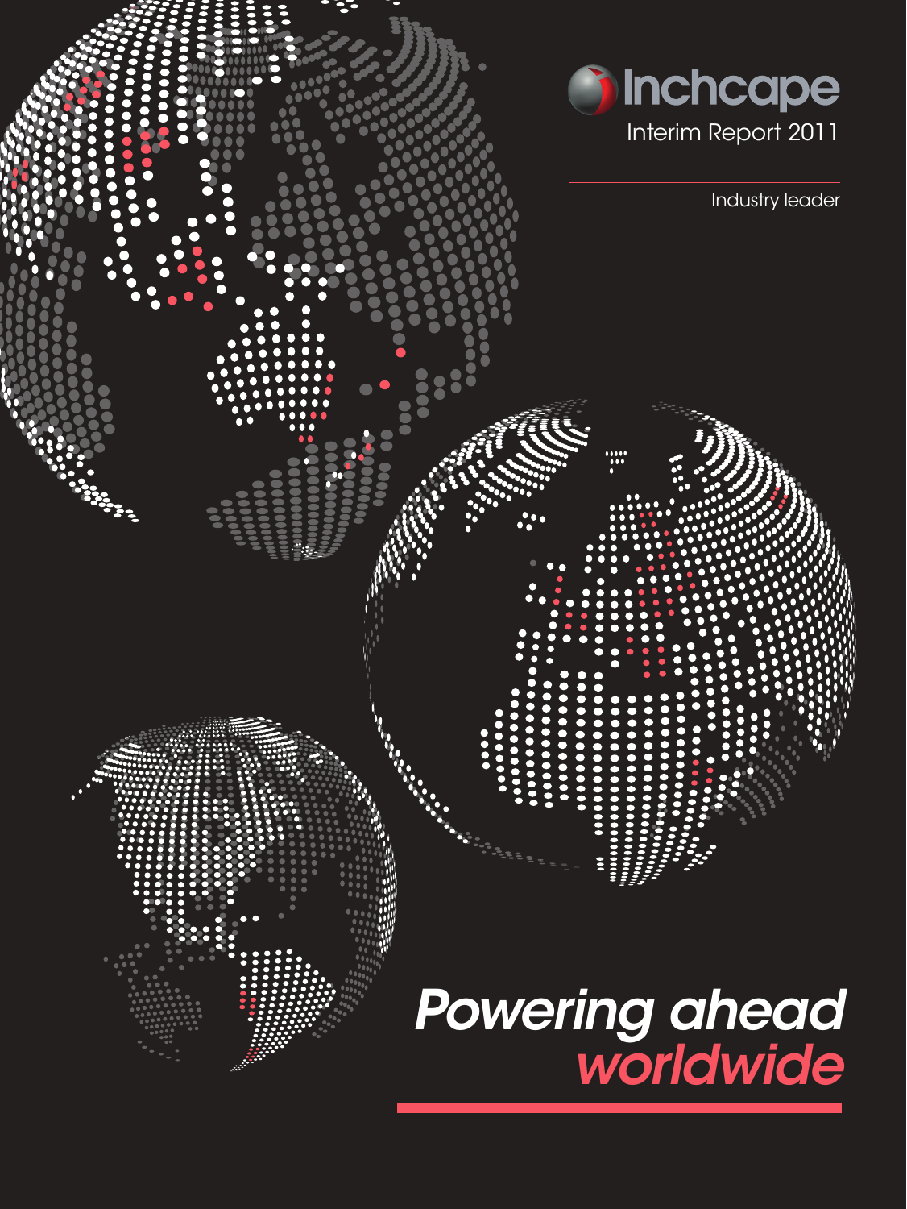# Inchcape

Interim Report 2011

Industry leader

*Powering ahead worldwide*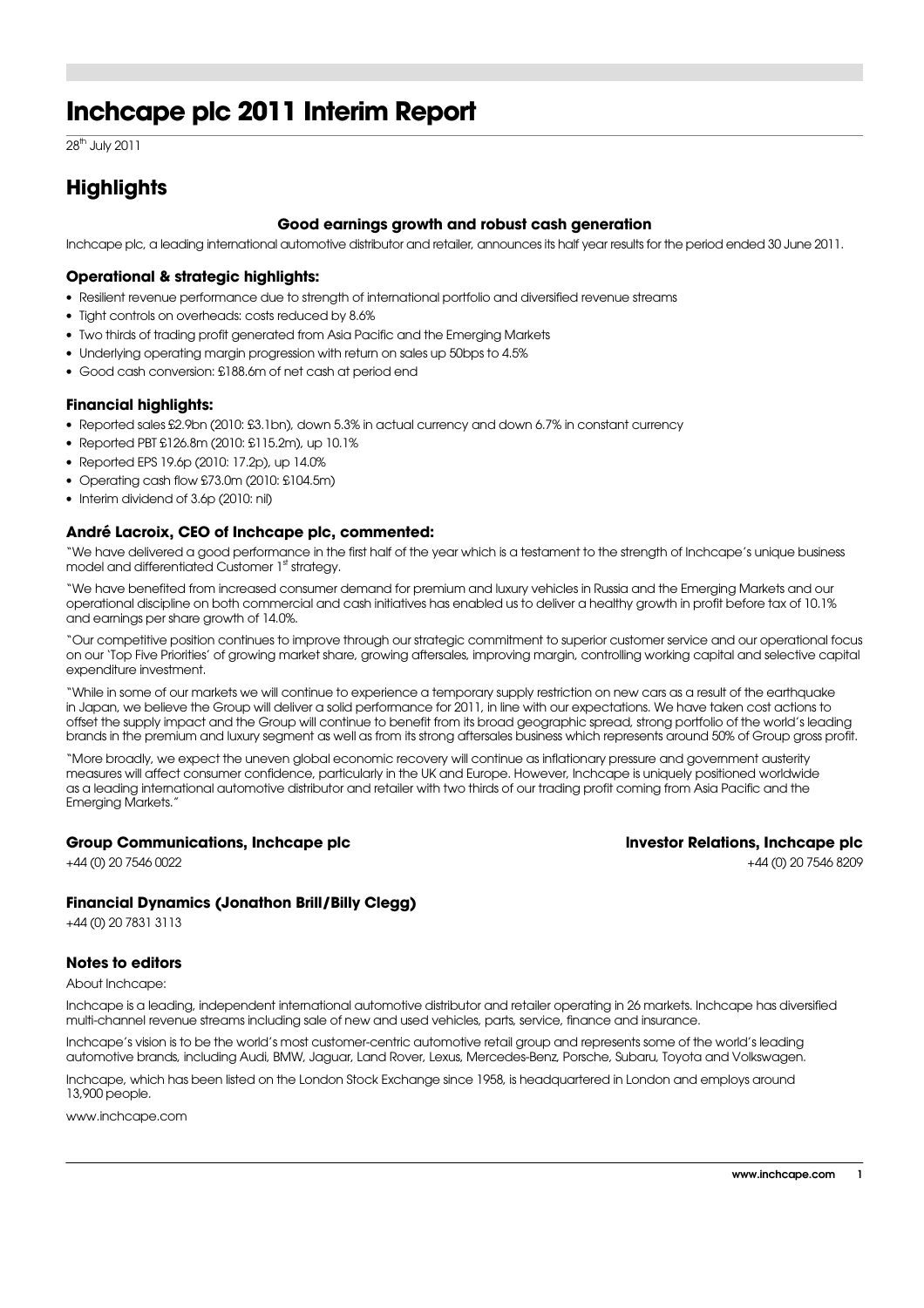# Inchcape plc 2011 Interim Report

28th July 2011

## Highlights

### Good earnings growth and robust cash generation

Inchcape plc, a leading international automotive distributor and retailer, announces its half year results for the period ended 30 June 2011.

### Operational & strategic highlights:

- Resilient revenue performance due to strength of international portfolio and diversified revenue streams
- Tight controls on overheads: costs reduced by 8.6%
- Two thirds of trading profit generated from Asia Pacific and the Emerging Markets
- Underlying operating margin progression with return on sales up 50bps to 4.5%
- Good cash conversion: £188.6m of net cash at period end

### Financial highlights:

- Reported sales £2.9bn (2010: £3.1bn), down 5.3% in actual currency and down 6.7% in constant currency
- Reported PBT £126.8m (2010: £115.2m), up 10.1%
- Reported EPS 19.6p (2010: 17.2p), up 14.0%
- Operating cash flow £73.0m (2010: £104.5m)
- Interim dividend of 3.6p (2010: nil)

### André Lacroix, CEO of Inchcape plc, commented:

"We have delivered a good performance in the first half of the year which is a testament to the strength of Inchcape's unique business model and differentiated Customer 1st strategy.

"We have benefited from increased consumer demand for premium and luxury vehicles in Russia and the Emerging Markets and our operational discipline on both commercial and cash initiatives has enabled us to deliver a healthy growth in profit before tax of 10.1% and earnings per share growth of 14.0%.

"Our competitive position continues to improve through our strategic commitment to superior customer service and our operational focus on our 'Top Five Priorities' of growing market share, growing aftersales, improving margin, controlling working capital and selective capital expenditure investment.

"While in some of our markets we will continue to experience a temporary supply restriction on new cars as a result of the earthquake in Japan, we believe the Group will deliver a solid performance for 2011, in line with our expectations. We have taken cost actions to offset the supply impact and the Group will continue to benefit from its broad geographic spread, strong portfolio of the world's leading brands in the premium and luxury segment as well as from its strong aftersales business which represents around 50% of Group gross profit.

"More broadly, we expect the uneven global economic recovery will continue as inflationary pressure and government austerity measures will affect consumer confidence, particularly in the UK and Europe. However, Inchcape is uniquely positioned worldwide as a leading international automotive distributor and retailer with two thirds of our trading profit coming from Asia Pacific and the Emerging Markets."

**Group Communications, Inchcape plc**
+44 (0) 20 7546 0022

**Investor Relations, Inchcape plc**
+44 (0) 20 7546 8209

**Financial Dynamics (Jonathon Brill/Billy Clegg)**
+44 (0) 20 7831 3113

### Notes to editors

About Inchcape:

Inchcape is a leading, independent international automotive distributor and retailer operating in 26 markets. Inchcape has diversified multi-channel revenue streams including sale of new and used vehicles, parts, service, finance and insurance.

Inchcape's vision is to be the world's most customer-centric automotive retail group and represents some of the world's leading automotive brands, including Audi, BMW, Jaguar, Land Rover, Lexus, Mercedes-Benz, Porsche, Subaru, Toyota and Volkswagen.

Inchcape, which has been listed on the London Stock Exchange since 1958, is headquartered in London and employs around 13,900 people.

www.inchcape.com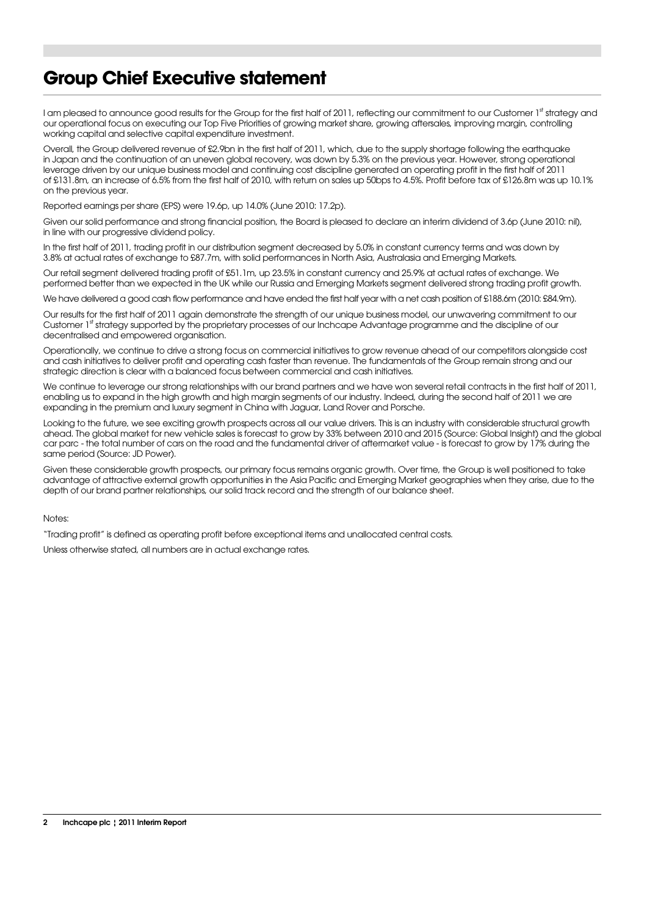# Group Chief Executive statement

I am pleased to announce good results for the Group for the first half of 2011, reflecting our commitment to our Customer 1st strategy and our operational focus on executing our Top Five Priorities of growing market share, growing aftersales, improving margin, controlling working capital and selective capital expenditure investment.

Overall, the Group delivered revenue of £2.9bn in the first half of 2011, which, due to the supply shortage following the earthquake in Japan and the continuation of an uneven global recovery, was down by 5.3% on the previous year. However, strong operational leverage driven by our unique business model and continuing cost discipline generated an operating profit in the first half of 2011 of £131.8m, an increase of 6.5% from the first half of 2010, with return on sales up 50bps to 4.5%. Profit before tax of £126.8m was up 10.1% on the previous year.

Reported earnings per share (EPS) were 19.6p, up 14.0% (June 2010: 17.2p).

Given our solid performance and strong financial position, the Board is pleased to declare an interim dividend of 3.6p (June 2010: nil), in line with our progressive dividend policy.

In the first half of 2011, trading profit in our distribution segment decreased by 5.0% in constant currency terms and was down by 3.8% at actual rates of exchange to £87.7m, with solid performances in North Asia, Australasia and Emerging Markets.

Our retail segment delivered trading profit of £51.1m, up 23.5% in constant currency and 25.9% at actual rates of exchange. We performed better than we expected in the UK while our Russia and Emerging Markets segment delivered strong trading profit growth.

We have delivered a good cash flow performance and have ended the first half year with a net cash position of £188.6m (2010: £84.9m).

Our results for the first half of 2011 again demonstrate the strength of our unique business model, our unwavering commitment to our Customer 1st strategy supported by the proprietary processes of our Inchcape Advantage programme and the discipline of our decentralised and empowered organisation.

Operationally, we continue to drive a strong focus on commercial initiatives to grow revenue ahead of our competitors alongside cost and cash initiatives to deliver profit and operating cash faster than revenue. The fundamentals of the Group remain strong and our strategic direction is clear with a balanced focus between commercial and cash initiatives.

We continue to leverage our strong relationships with our brand partners and we have won several retail contracts in the first half of 2011, enabling us to expand in the high growth and high margin segments of our industry. Indeed, during the second half of 2011 we are expanding in the premium and luxury segment in China with Jaguar, Land Rover and Porsche.

Looking to the future, we see exciting growth prospects across all our value drivers. This is an industry with considerable structural growth ahead. The global market for new vehicle sales is forecast to grow by 33% between 2010 and 2015 (Source: Global Insight) and the global car parc - the total number of cars on the road and the fundamental driver of aftermarket value - is forecast to grow by 17% during the same period (Source: JD Power).

Given these considerable growth prospects, our primary focus remains organic growth. Over time, the Group is well positioned to take advantage of attractive external growth opportunities in the Asia Pacific and Emerging Market geographies when they arise, due to the depth of our brand partner relationships, our solid track record and the strength of our balance sheet.

Notes:

"Trading profit" is defined as operating profit before exceptional items and unallocated central costs.

Unless otherwise stated, all numbers are in actual exchange rates.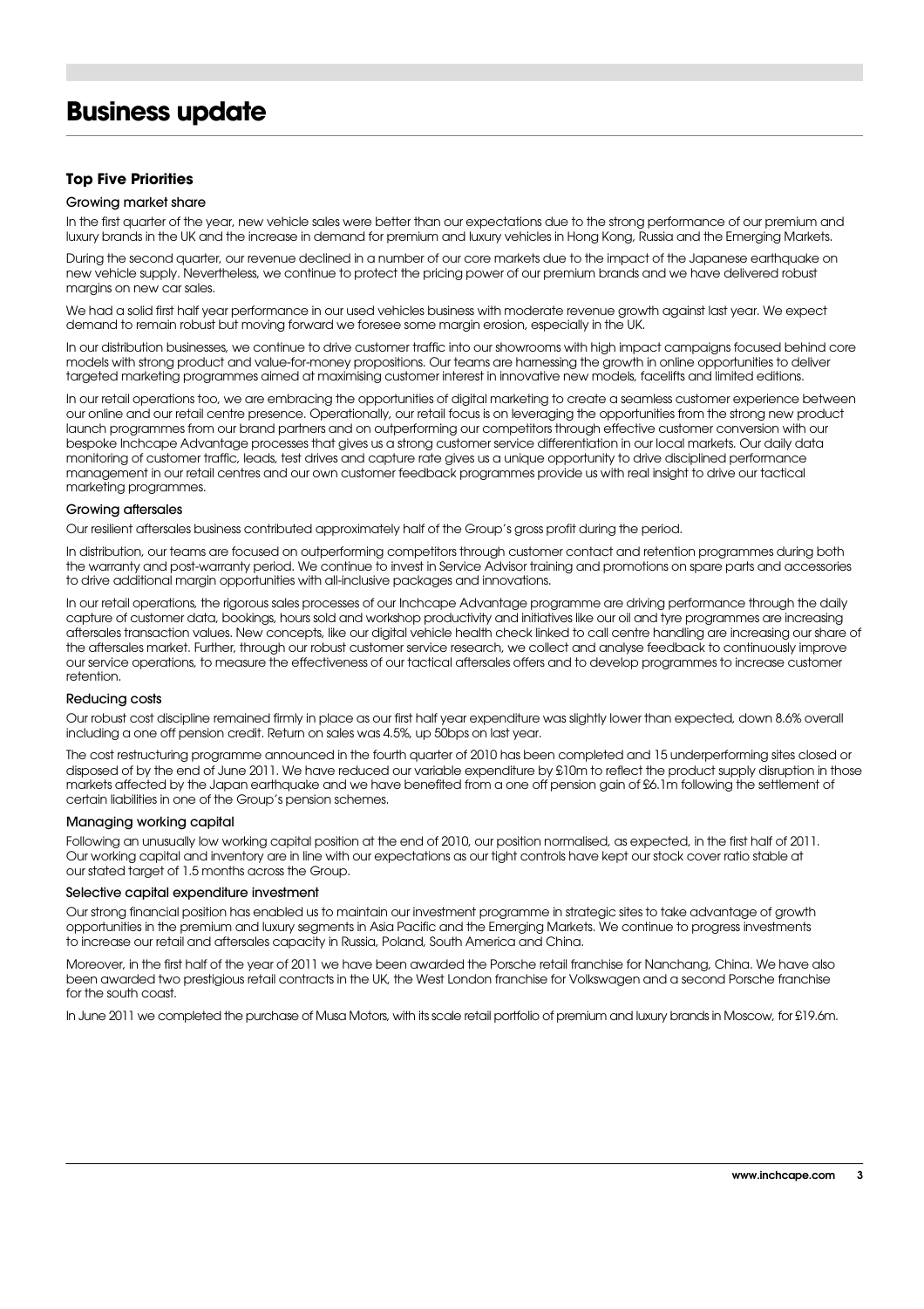# Business update

## Top Five Priorities

### Growing market share

In the first quarter of the year, new vehicle sales were better than our expectations due to the strong performance of our premium and luxury brands in the UK and the increase in demand for premium and luxury vehicles in Hong Kong, Russia and the Emerging Markets.

During the second quarter, our revenue declined in a number of our core markets due to the impact of the Japanese earthquake on new vehicle supply. Nevertheless, we continue to protect the pricing power of our premium brands and we have delivered robust margins on new car sales.

We had a solid first half year performance in our used vehicles business with moderate revenue growth against last year. We expect demand to remain robust but moving forward we foresee some margin erosion, especially in the UK.

In our distribution businesses, we continue to drive customer traffic into our showrooms with high impact campaigns focused behind core models with strong product and value-for-money propositions. Our teams are harnessing the growth in online opportunities to deliver targeted marketing programmes aimed at maximising customer interest in innovative new models, facelifts and limited editions.

In our retail operations too, we are embracing the opportunities of digital marketing to create a seamless customer experience between our online and our retail centre presence. Operationally, our retail focus is on leveraging the opportunities from the strong new product launch programmes from our brand partners and on outperforming our competitors through effective customer conversion with our bespoke Inchcape Advantage processes that gives us a strong customer service differentiation in our local markets. Our daily data monitoring of customer traffic, leads, test drives and capture rate gives us a unique opportunity to drive disciplined performance management in our retail centres and our own customer feedback programmes provide us with real insight to drive our tactical marketing programmes.

### Growing aftersales

Our resilient aftersales business contributed approximately half of the Group's gross profit during the period.

In distribution, our teams are focused on outperforming competitors through customer contact and retention programmes during both the warranty and post-warranty period. We continue to invest in Service Advisor training and promotions on spare parts and accessories to drive additional margin opportunities with all-inclusive packages and innovations.

In our retail operations, the rigorous sales processes of our Inchcape Advantage programme are driving performance through the daily capture of customer data, bookings, hours sold and workshop productivity and initiatives like our oil and tyre programmes are increasing aftersales transaction values. New concepts, like our digital vehicle health check linked to call centre handling are increasing our share of the aftersales market. Further, through our robust customer service research, we collect and analyse feedback to continuously improve our service operations, to measure the effectiveness of our tactical aftersales offers and to develop programmes to increase customer retention.

### Reducing costs

Our robust cost discipline remained firmly in place as our first half year expenditure was slightly lower than expected, down 8.6% overall including a one off pension credit. Return on sales was 4.5%, up 50bps on last year.

The cost restructuring programme announced in the fourth quarter of 2010 has been completed and 15 underperforming sites closed or disposed of by the end of June 2011. We have reduced our variable expenditure by £10m to reflect the product supply disruption in those markets affected by the Japan earthquake and we have benefited from a one off pension gain of £6.1m following the settlement of certain liabilities in one of the Group's pension schemes.

### Managing working capital

Following an unusually low working capital position at the end of 2010, our position normalised, as expected, in the first half of 2011. Our working capital and inventory are in line with our expectations as our tight controls have kept our stock cover ratio stable at our stated target of 1.5 months across the Group.

### Selective capital expenditure investment

Our strong financial position has enabled us to maintain our investment programme in strategic sites to take advantage of growth opportunities in the premium and luxury segments in Asia Pacific and the Emerging Markets. We continue to progress investments to increase our retail and aftersales capacity in Russia, Poland, South America and China.

Moreover, in the first half of the year of 2011 we have been awarded the Porsche retail franchise for Nanchang, China. We have also been awarded two prestigious retail contracts in the UK, the West London franchise for Volkswagen and a second Porsche franchise for the south coast.

In June 2011 we completed the purchase of Musa Motors, with its scale retail portfolio of premium and luxury brands in Moscow, for £19.6m.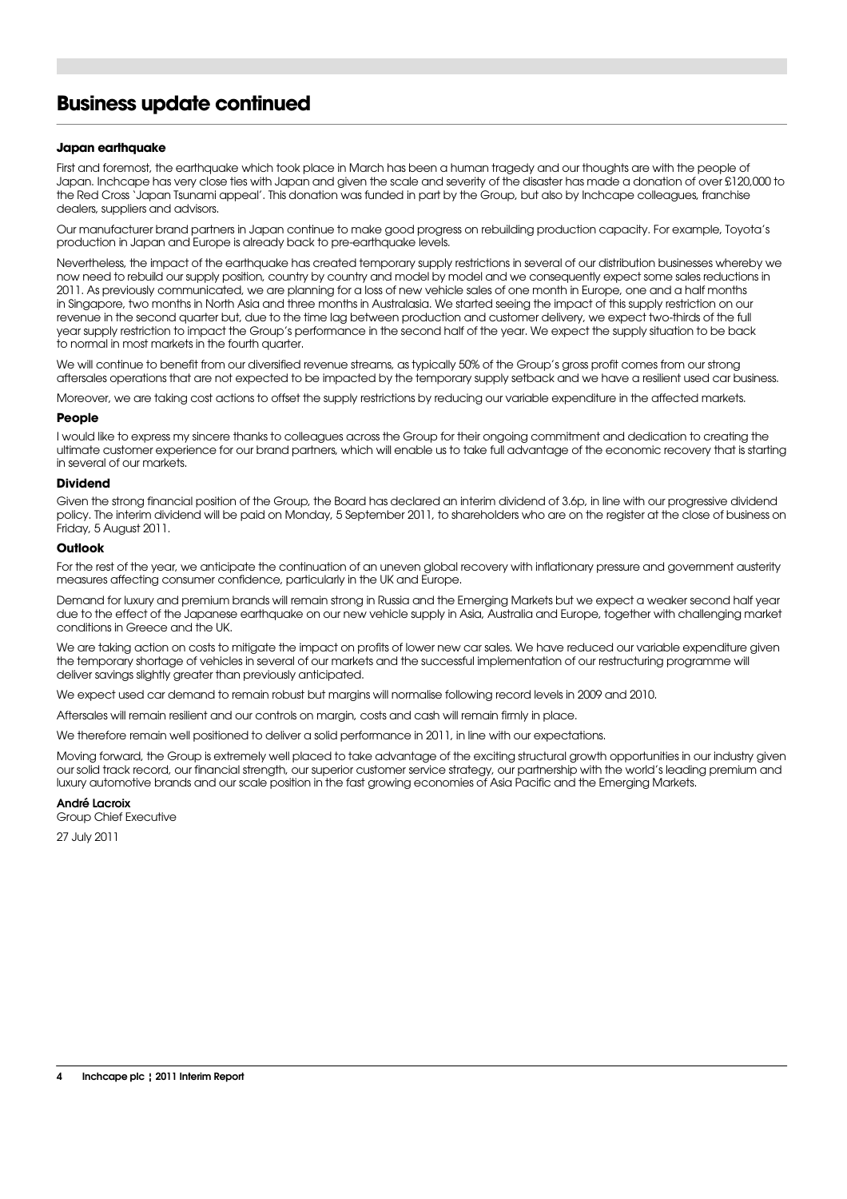# Business update continued

### Japan earthquake

First and foremost, the earthquake which took place in March has been a human tragedy and our thoughts are with the people of Japan. Inchcape has very close ties with Japan and given the scale and severity of the disaster has made a donation of over £120,000 to the Red Cross 'Japan Tsunami appeal'. This donation was funded in part by the Group, but also by Inchcape colleagues, franchise dealers, suppliers and advisors.

Our manufacturer brand partners in Japan continue to make good progress on rebuilding production capacity. For example, Toyota's production in Japan and Europe is already back to pre-earthquake levels.

Nevertheless, the impact of the earthquake has created temporary supply restrictions in several of our distribution businesses whereby we now need to rebuild our supply position, country by country and model by model and we consequently expect some sales reductions in 2011. As previously communicated, we are planning for a loss of new vehicle sales of one month in Europe, one and a half months in Singapore, two months in North Asia and three months in Australasia. We started seeing the impact of this supply restriction on our revenue in the second quarter but, due to the time lag between production and customer delivery, we expect two-thirds of the full year supply restriction to impact the Group's performance in the second half of the year. We expect the supply situation to be back to normal in most markets in the fourth quarter.

We will continue to benefit from our diversified revenue streams, as typically 50% of the Group's gross profit comes from our strong aftersales operations that are not expected to be impacted by the temporary supply setback and we have a resilient used car business.

Moreover, we are taking cost actions to offset the supply restrictions by reducing our variable expenditure in the affected markets.

### People

I would like to express my sincere thanks to colleagues across the Group for their ongoing commitment and dedication to creating the ultimate customer experience for our brand partners, which will enable us to take full advantage of the economic recovery that is starting in several of our markets.

### Dividend

Given the strong financial position of the Group, the Board has declared an interim dividend of 3.6p, in line with our progressive dividend policy. The interim dividend will be paid on Monday, 5 September 2011, to shareholders who are on the register at the close of business on Friday, 5 August 2011.

### Outlook

For the rest of the year, we anticipate the continuation of an uneven global recovery with inflationary pressure and government austerity measures affecting consumer confidence, particularly in the UK and Europe.

Demand for luxury and premium brands will remain strong in Russia and the Emerging Markets but we expect a weaker second half year due to the effect of the Japanese earthquake on our new vehicle supply in Asia, Australia and Europe, together with challenging market conditions in Greece and the UK.

We are taking action on costs to mitigate the impact on profits of lower new car sales. We have reduced our variable expenditure given the temporary shortage of vehicles in several of our markets and the successful implementation of our restructuring programme will deliver savings slightly greater than previously anticipated.

We expect used car demand to remain robust but margins will normalise following record levels in 2009 and 2010.

Aftersales will remain resilient and our controls on margin, costs and cash will remain firmly in place.

We therefore remain well positioned to deliver a solid performance in 2011, in line with our expectations.

Moving forward, the Group is extremely well placed to take advantage of the exciting structural growth opportunities in our industry given our solid track record, our financial strength, our superior customer service strategy, our partnership with the world's leading premium and luxury automotive brands and our scale position in the fast growing economies of Asia Pacific and the Emerging Markets.

**André Lacroix**
Group Chief Executive

27 July 2011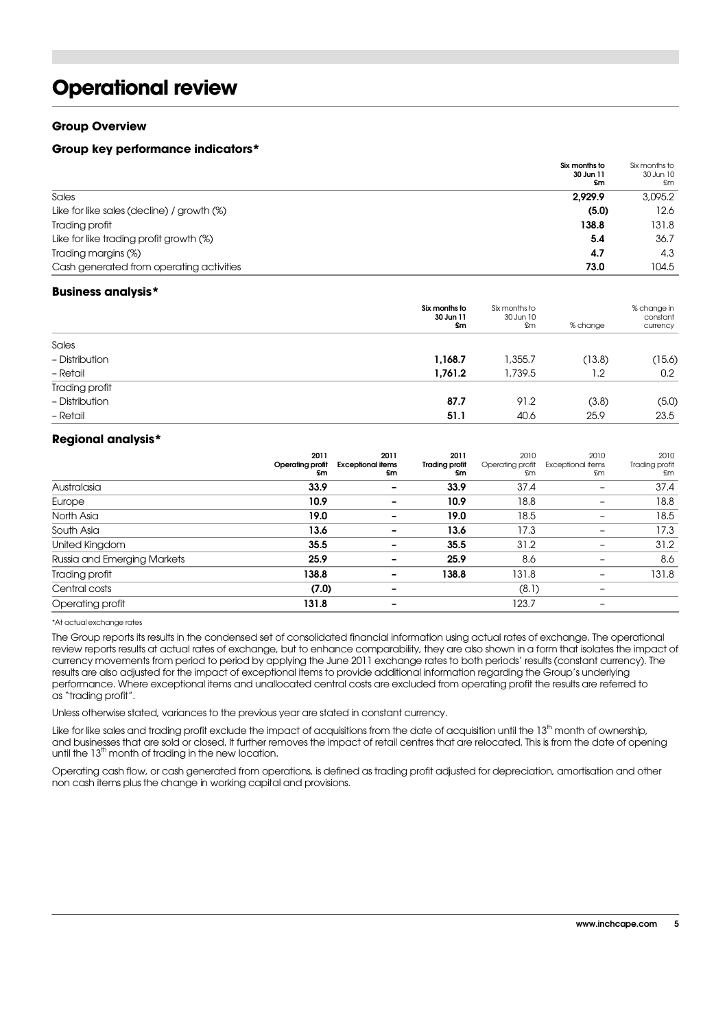# Operational review

### Group Overview

### Group key performance indicators*

| | Six months to 30 Jun 11 £m | Six months to 30 Jun 10 £m |
|---|---|---|
| Sales | **2,929.9** | 3,095.2 |
| Like for like sales (decline) / growth (%) | **(5.0)** | 12.6 |
| Trading profit | **138.8** | 131.8 |
| Like for like trading profit growth (%) | **5.4** | 36.7 |
| Trading margins (%) | **4.7** | 4.3 |
| Cash generated from operating activities | **73.0** | 104.5 |

### Business analysis*

| | Six months to 30 Jun 11 £m | Six months to 30 Jun 10 £m | % change | % change in constant currency |
|---|---|---|---|---|
| Sales | | | | |
| – Distribution | **1,168.7** | 1,355.7 | (13.8) | (15.6) |
| – Retail | **1,761.2** | 1,739.5 | 1.2 | 0.2 |
| Trading profit | | | | |
| – Distribution | **87.7** | 91.2 | (3.8) | (5.0) |
| – Retail | **51.1** | 40.6 | 25.9 | 23.5 |

### Regional analysis*

| | 2011 Operating profit £m | 2011 Exceptional items £m | 2011 Trading profit £m | 2010 Operating profit £m | 2010 Exceptional items £m | 2010 Trading profit £m |
|---|---|---|---|---|---|---|
| Australasia | **33.9** | **–** | **33.9** | 37.4 | – | 37.4 |
| Europe | **10.9** | **–** | **10.9** | 18.8 | – | 18.8 |
| North Asia | **19.0** | **–** | **19.0** | 18.5 | – | 18.5 |
| South Asia | **13.6** | **–** | **13.6** | 17.3 | – | 17.3 |
| United Kingdom | **35.5** | **–** | **35.5** | 31.2 | – | 31.2 |
| Russia and Emerging Markets | **25.9** | **–** | **25.9** | 8.6 | – | 8.6 |
| Trading profit | **138.8** | **–** | **138.8** | 131.8 | – | 131.8 |
| Central costs | **(7.0)** | **–** | | (8.1) | – | |
| Operating profit | **131.8** | **–** | | 123.7 | – | |

*At actual exchange rates

The Group reports its results in the condensed set of consolidated financial information using actual rates of exchange. The operational review reports results at actual rates of exchange, but to enhance comparability, they are also shown in a form that isolates the impact of currency movements from period to period by applying the June 2011 exchange rates to both periods' results (constant currency). The results are also adjusted for the impact of exceptional items to provide additional information regarding the Group's underlying performance. Where exceptional items and unallocated central costs are excluded from operating profit the results are referred to as "trading profit".

Unless otherwise stated, variances to the previous year are stated in constant currency.

Like for like sales and trading profit exclude the impact of acquisitions from the date of acquisition until the 13th month of ownership, and businesses that are sold or closed. It further removes the impact of retail centres that are relocated. This is from the date of opening until the 13th month of trading in the new location.

Operating cash flow, or cash generated from operations, is defined as trading profit adjusted for depreciation, amortisation and other non cash items plus the change in working capital and provisions.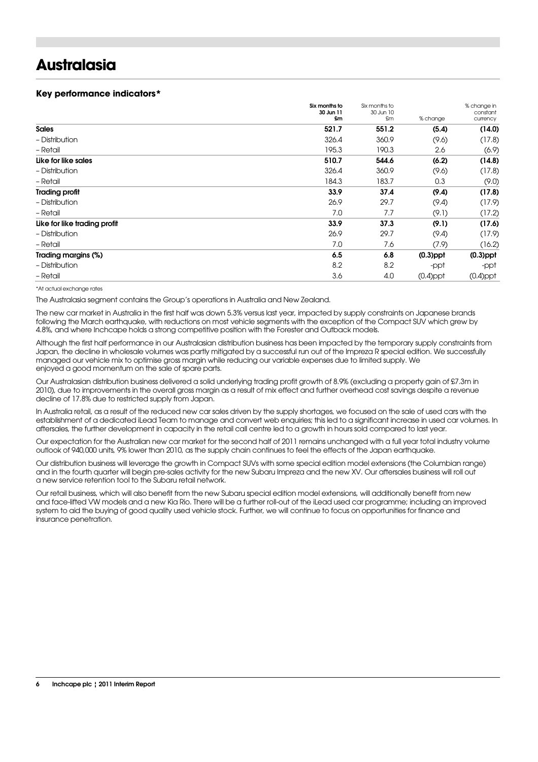# Australasia

### Key performance indicators*

| | Six months to 30 Jun 11 £m | Six months to 30 Jun 10 £m | % change | % change in constant currency |
|---|---|---|---|---|
| **Sales** | **521.7** | **551.2** | **(5.4)** | **(14.0)** |
| – Distribution | 326.4 | 360.9 | (9.6) | (17.8) |
| – Retail | 195.3 | 190.3 | 2.6 | (6.9) |
| **Like for like sales** | **510.7** | **544.6** | **(6.2)** | **(14.8)** |
| – Distribution | 326.4 | 360.9 | (9.6) | (17.8) |
| – Retail | 184.3 | 183.7 | 0.3 | (9.0) |
| **Trading profit** | **33.9** | **37.4** | **(9.4)** | **(17.8)** |
| – Distribution | 26.9 | 29.7 | (9.4) | (17.9) |
| – Retail | 7.0 | 7.7 | (9.1) | (17.2) |
| **Like for like trading profit** | **33.9** | **37.3** | **(9.1)** | **(17.6)** |
| – Distribution | 26.9 | 29.7 | (9.4) | (17.9) |
| – Retail | 7.0 | 7.6 | (7.9) | (16.2) |
| **Trading margins (%)** | **6.5** | **6.8** | **(0.3)ppt** | **(0.3)ppt** |
| – Distribution | 8.2 | 8.2 | -ppt | -ppt |
| – Retail | 3.6 | 4.0 | (0.4)ppt | (0.4)ppt |

*At actual exchange rates

The Australasia segment contains the Group's operations in Australia and New Zealand.

The new car market in Australia in the first half was down 5.3% versus last year, impacted by supply constraints on Japanese brands following the March earthquake, with reductions on most vehicle segments with the exception of the Compact SUV which grew by 4.8%, and where Inchcape holds a strong competitive position with the Forester and Outback models.

Although the first half performance in our Australasian distribution business has been impacted by the temporary supply constraints from Japan, the decline in wholesale volumes was partly mitigated by a successful run out of the Impreza R special edition. We successfully managed our vehicle mix to optimise gross margin while reducing our variable expenses due to limited supply. We enjoyed a good momentum on the sale of spare parts.

Our Australasian distribution business delivered a solid underlying trading profit growth of 8.9% (excluding a property gain of £7.3m in 2010), due to improvements in the overall gross margin as a result of mix effect and further overhead cost savings despite a revenue decline of 17.8% due to restricted supply from Japan.

In Australia retail, as a result of the reduced new car sales driven by the supply shortages, we focused on the sale of used cars with the establishment of a dedicated iLead Team to manage and convert web enquiries; this led to a significant increase in used car volumes. In aftersales, the further development in capacity in the retail call centre led to a growth in hours sold compared to last year.

Our expectation for the Australian new car market for the second half of 2011 remains unchanged with a full year total industry volume outlook of 940,000 units, 9% lower than 2010, as the supply chain continues to feel the effects of the Japan earthquake.

Our distribution business will leverage the growth in Compact SUVs with some special edition model extensions (the Columbian range) and in the fourth quarter will begin pre-sales activity for the new Subaru Impreza and the new XV. Our aftersales business will roll out a new service retention tool to the Subaru retail network.

Our retail business, which will also benefit from the new Subaru special edition model extensions, will additionally benefit from new and face-lifted VW models and a new Kia Rio. There will be a further roll-out of the iLead used car programme; including an improved system to aid the buying of good quality used vehicle stock. Further, we will continue to focus on opportunities for finance and insurance penetration.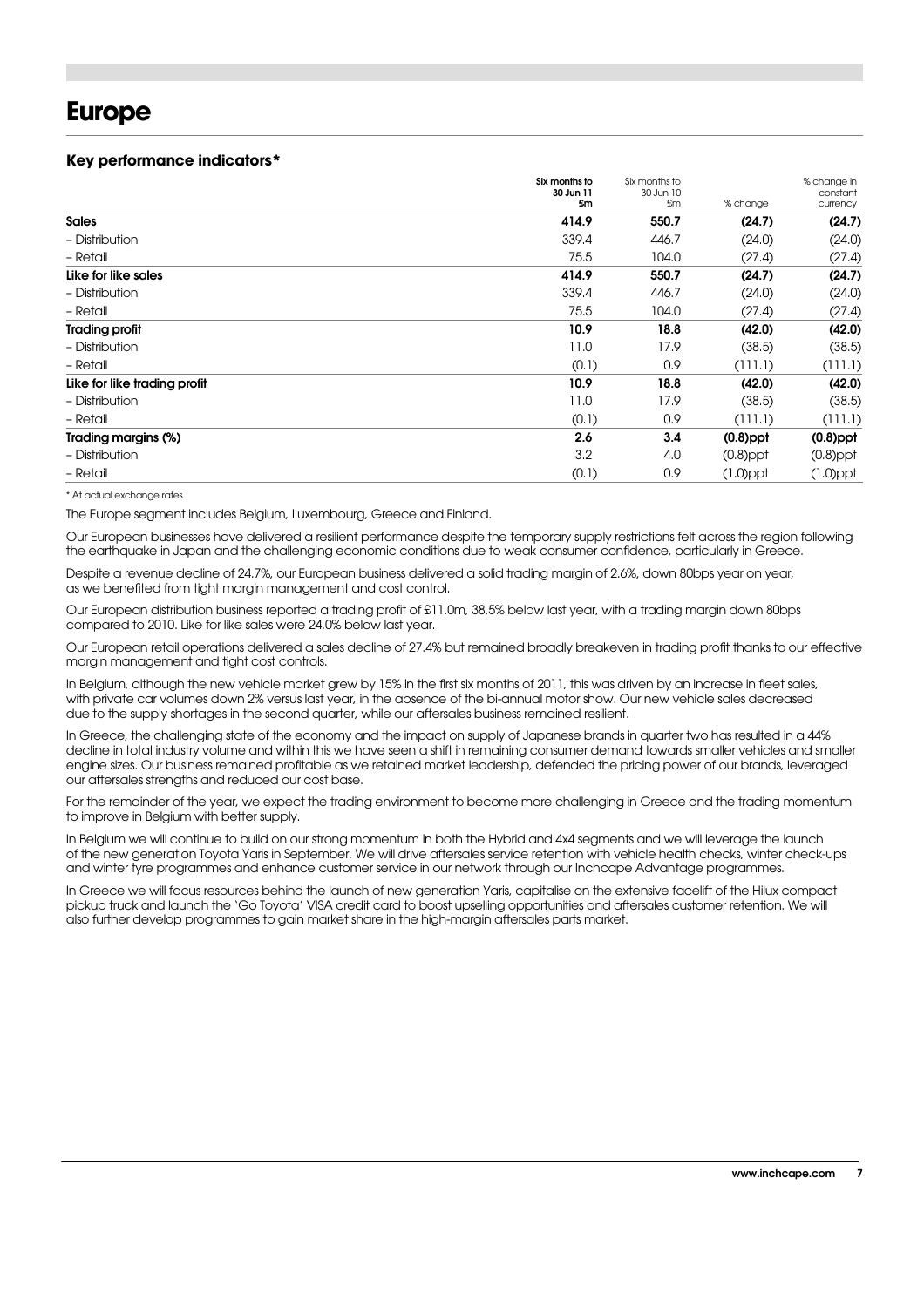# Europe

### Key performance indicators*

| | Six months to 30 Jun 11 £m | Six months to 30 Jun 10 £m | % change | % change in constant currency |
|---|---|---|---|---|
| **Sales** | **414.9** | **550.7** | **(24.7)** | **(24.7)** |
| – Distribution | 339.4 | 446.7 | (24.0) | (24.0) |
| – Retail | 75.5 | 104.0 | (27.4) | (27.4) |
| **Like for like sales** | **414.9** | **550.7** | **(24.7)** | **(24.7)** |
| – Distribution | 339.4 | 446.7 | (24.0) | (24.0) |
| – Retail | 75.5 | 104.0 | (27.4) | (27.4) |
| **Trading profit** | **10.9** | **18.8** | **(42.0)** | **(42.0)** |
| – Distribution | 11.0 | 17.9 | (38.5) | (38.5) |
| – Retail | (0.1) | 0.9 | (111.1) | (111.1) |
| **Like for like trading profit** | **10.9** | **18.8** | **(42.0)** | **(42.0)** |
| – Distribution | 11.0 | 17.9 | (38.5) | (38.5) |
| – Retail | (0.1) | 0.9 | (111.1) | (111.1) |
| **Trading margins (%)** | **2.6** | **3.4** | **(0.8)ppt** | **(0.8)ppt** |
| – Distribution | 3.2 | 4.0 | (0.8)ppt | (0.8)ppt |
| – Retail | (0.1) | 0.9 | (1.0)ppt | (1.0)ppt |

\* At actual exchange rates

The Europe segment includes Belgium, Luxembourg, Greece and Finland.

Our European businesses have delivered a resilient performance despite the temporary supply restrictions felt across the region following the earthquake in Japan and the challenging economic conditions due to weak consumer confidence, particularly in Greece.

Despite a revenue decline of 24.7%, our European business delivered a solid trading margin of 2.6%, down 80bps year on year, as we benefited from tight margin management and cost control.

Our European distribution business reported a trading profit of £11.0m, 38.5% below last year, with a trading margin down 80bps compared to 2010. Like for like sales were 24.0% below last year.

Our European retail operations delivered a sales decline of 27.4% but remained broadly breakeven in trading profit thanks to our effective margin management and tight cost controls.

In Belgium, although the new vehicle market grew by 15% in the first six months of 2011, this was driven by an increase in fleet sales, with private car volumes down 2% versus last year, in the absence of the bi-annual motor show. Our new vehicle sales decreased due to the supply shortages in the second quarter, while our aftersales business remained resilient.

In Greece, the challenging state of the economy and the impact on supply of Japanese brands in quarter two has resulted in a 44% decline in total industry volume and within this we have seen a shift in remaining consumer demand towards smaller vehicles and smaller engine sizes. Our business remained profitable as we retained market leadership, defended the pricing power of our brands, leveraged our aftersales strengths and reduced our cost base.

For the remainder of the year, we expect the trading environment to become more challenging in Greece and the trading momentum to improve in Belgium with better supply.

In Belgium we will continue to build on our strong momentum in both the Hybrid and 4x4 segments and we will leverage the launch of the new generation Toyota Yaris in September. We will drive aftersales service retention with vehicle health checks, winter check-ups and winter tyre programmes and enhance customer service in our network through our Inchcape Advantage programmes.

In Greece we will focus resources behind the launch of new generation Yaris, capitalise on the extensive facelift of the Hilux compact pickup truck and launch the 'Go Toyota' VISA credit card to boost upselling opportunities and aftersales customer retention. We will also further develop programmes to gain market share in the high-margin aftersales parts market.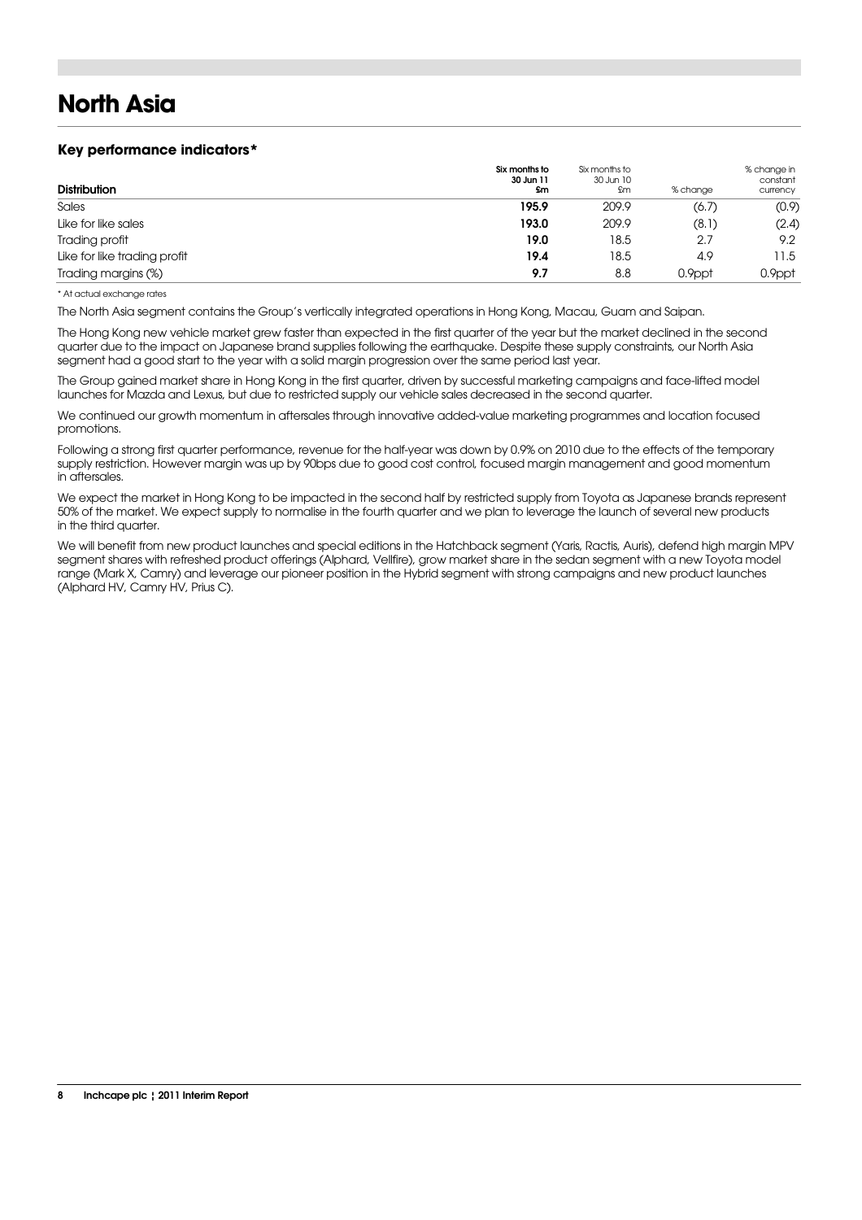# North Asia

### Key performance indicators*

| Distribution | Six months to 30 Jun 11 £m | Six months to 30 Jun 10 £m | % change | % change in constant currency |
|---|---|---|---|---|
| Sales | **195.9** | 209.9 | (6.7) | (0.9) |
| Like for like sales | **193.0** | 209.9 | (8.1) | (2.4) |
| Trading profit | **19.0** | 18.5 | 2.7 | 9.2 |
| Like for like trading profit | **19.4** | 18.5 | 4.9 | 11.5 |
| Trading margins (%) | **9.7** | 8.8 | 0.9ppt | 0.9ppt |

* At actual exchange rates

The North Asia segment contains the Group's vertically integrated operations in Hong Kong, Macau, Guam and Saipan.

The Hong Kong new vehicle market grew faster than expected in the first quarter of the year but the market declined in the second quarter due to the impact on Japanese brand supplies following the earthquake. Despite these supply constraints, our North Asia segment had a good start to the year with a solid margin progression over the same period last year.

The Group gained market share in Hong Kong in the first quarter, driven by successful marketing campaigns and face-lifted model launches for Mazda and Lexus, but due to restricted supply our vehicle sales decreased in the second quarter.

We continued our growth momentum in aftersales through innovative added-value marketing programmes and location focused promotions.

Following a strong first quarter performance, revenue for the half-year was down by 0.9% on 2010 due to the effects of the temporary supply restriction. However margin was up by 90bps due to good cost control, focused margin management and good momentum in aftersales.

We expect the market in Hong Kong to be impacted in the second half by restricted supply from Toyota as Japanese brands represent 50% of the market. We expect supply to normalise in the fourth quarter and we plan to leverage the launch of several new products in the third quarter.

We will benefit from new product launches and special editions in the Hatchback segment (Yaris, Ractis, Auris), defend high margin MPV segment shares with refreshed product offerings (Alphard, Vellfire), grow market share in the sedan segment with a new Toyota model range (Mark X, Camry) and leverage our pioneer position in the Hybrid segment with strong campaigns and new product launches (Alphard HV, Camry HV, Prius C).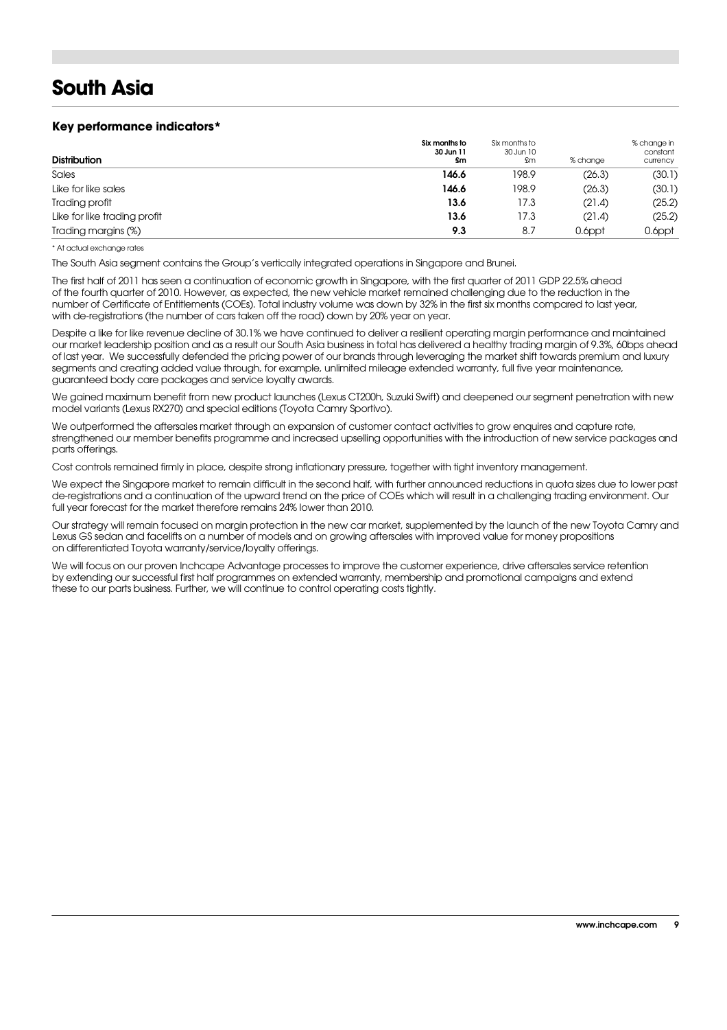# South Asia

### Key performance indicators*

| Distribution | Six months to 30 Jun 11 £m | Six months to 30 Jun 10 £m | % change | % change in constant currency |
|---|---|---|---|---|
| Sales | **146.6** | 198.9 | (26.3) | (30.1) |
| Like for like sales | **146.6** | 198.9 | (26.3) | (30.1) |
| Trading profit | **13.6** | 17.3 | (21.4) | (25.2) |
| Like for like trading profit | **13.6** | 17.3 | (21.4) | (25.2) |
| Trading margins (%) | **9.3** | 8.7 | 0.6ppt | 0.6ppt |

\* At actual exchange rates

The South Asia segment contains the Group's vertically integrated operations in Singapore and Brunei.

The first half of 2011 has seen a continuation of economic growth in Singapore, with the first quarter of 2011 GDP 22.5% ahead of the fourth quarter of 2010. However, as expected, the new vehicle market remained challenging due to the reduction in the number of Certificate of Entitlements (COEs). Total industry volume was down by 32% in the first six months compared to last year, with de-registrations (the number of cars taken off the road) down by 20% year on year.

Despite a like for like revenue decline of 30.1% we have continued to deliver a resilient operating margin performance and maintained our market leadership position and as a result our South Asia business in total has delivered a healthy trading margin of 9.3%, 60bps ahead of last year. We successfully defended the pricing power of our brands through leveraging the market shift towards premium and luxury segments and creating added value through, for example, unlimited mileage extended warranty, full five year maintenance, guaranteed body care packages and service loyalty awards.

We gained maximum benefit from new product launches (Lexus CT200h, Suzuki Swift) and deepened our segment penetration with new model variants (Lexus RX270) and special editions (Toyota Camry Sportivo).

We outperformed the aftersales market through an expansion of customer contact activities to grow enquires and capture rate, strengthened our member benefits programme and increased upselling opportunities with the introduction of new service packages and parts offerings.

Cost controls remained firmly in place, despite strong inflationary pressure, together with tight inventory management.

We expect the Singapore market to remain difficult in the second half, with further announced reductions in quota sizes due to lower past de-registrations and a continuation of the upward trend on the price of COEs which will result in a challenging trading environment. Our full year forecast for the market therefore remains 24% lower than 2010.

Our strategy will remain focused on margin protection in the new car market, supplemented by the launch of the new Toyota Camry and Lexus GS sedan and facelifts on a number of models and on growing aftersales with improved value for money propositions on differentiated Toyota warranty/service/loyalty offerings.

We will focus on our proven Inchcape Advantage processes to improve the customer experience, drive aftersales service retention by extending our successful first half programmes on extended warranty, membership and promotional campaigns and extend these to our parts business. Further, we will continue to control operating costs tightly.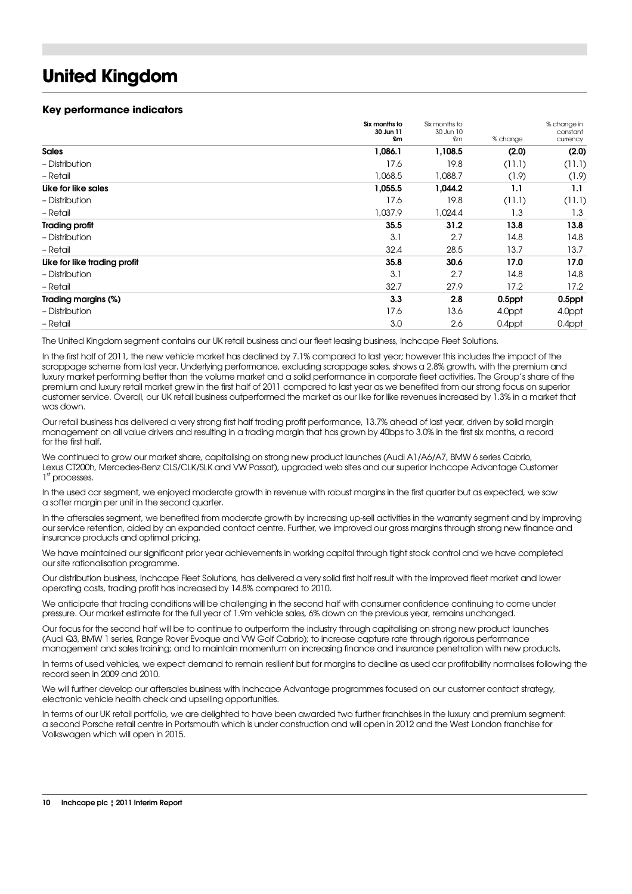# United Kingdom

### Key performance indicators

| | Six months to 30 Jun 11 £m | Six months to 30 Jun 10 £m | % change | % change in constant currency |
|---|---|---|---|---|
| **Sales** | **1,086.1** | **1,108.5** | **(2.0)** | **(2.0)** |
| – Distribution | 17.6 | 19.8 | (11.1) | (11.1) |
| – Retail | 1,068.5 | 1,088.7 | (1.9) | (1.9) |
| **Like for like sales** | **1,055.5** | **1,044.2** | **1.1** | **1.1** |
| – Distribution | 17.6 | 19.8 | (11.1) | (11.1) |
| – Retail | 1,037.9 | 1,024.4 | 1.3 | 1.3 |
| **Trading profit** | **35.5** | **31.2** | **13.8** | **13.8** |
| – Distribution | 3.1 | 2.7 | 14.8 | 14.8 |
| – Retail | 32.4 | 28.5 | 13.7 | 13.7 |
| **Like for like trading profit** | **35.8** | **30.6** | **17.0** | **17.0** |
| – Distribution | 3.1 | 2.7 | 14.8 | 14.8 |
| – Retail | 32.7 | 27.9 | 17.2 | 17.2 |
| **Trading margins (%)** | **3.3** | **2.8** | **0.5ppt** | **0.5ppt** |
| – Distribution | 17.6 | 13.6 | 4.0ppt | 4.0ppt |
| – Retail | 3.0 | 2.6 | 0.4ppt | 0.4ppt |

The United Kingdom segment contains our UK retail business and our fleet leasing business, Inchcape Fleet Solutions.

In the first half of 2011, the new vehicle market has declined by 7.1% compared to last year; however this includes the impact of the scrappage scheme from last year. Underlying performance, excluding scrappage sales, shows a 2.8% growth, with the premium and luxury market performing better than the volume market and a solid performance in corporate fleet activities. The Group's share of the premium and luxury retail market grew in the first half of 2011 compared to last year as we benefited from our strong focus on superior customer service. Overall, our UK retail business outperformed the market as our like for like revenues increased by 1.3% in a market that was down.

Our retail business has delivered a very strong first half trading profit performance, 13.7% ahead of last year, driven by solid margin management on all value drivers and resulting in a trading margin that has grown by 40bps to 3.0% in the first six months, a record for the first half.

We continued to grow our market share, capitalising on strong new product launches (Audi A1/A6/A7, BMW 6 series Cabrio, Lexus CT200h, Mercedes-Benz CLS/CLK/SLK and VW Passat), upgraded web sites and our superior Inchcape Advantage Customer 1st processes.

In the used car segment, we enjoyed moderate growth in revenue with robust margins in the first quarter but as expected, we saw a softer margin per unit in the second quarter.

In the aftersales segment, we benefited from moderate growth by increasing up-sell activities in the warranty segment and by improving our service retention, aided by an expanded contact centre. Further, we improved our gross margins through strong new finance and insurance products and optimal pricing.

We have maintained our significant prior year achievements in working capital through tight stock control and we have completed our site rationalisation programme.

Our distribution business, Inchcape Fleet Solutions, has delivered a very solid first half result with the improved fleet market and lower operating costs, trading profit has increased by 14.8% compared to 2010.

We anticipate that trading conditions will be challenging in the second half with consumer confidence continuing to come under pressure. Our market estimate for the full year of 1.9m vehicle sales, 6% down on the previous year, remains unchanged.

Our focus for the second half will be to continue to outperform the industry through capitalising on strong new product launches (Audi Q3, BMW 1 series, Range Rover Evoque and VW Golf Cabrio); to increase capture rate through rigorous performance management and sales training; and to maintain momentum on increasing finance and insurance penetration with new products.

In terms of used vehicles, we expect demand to remain resilient but for margins to decline as used car profitability normalises following the record seen in 2009 and 2010.

We will further develop our aftersales business with Inchcape Advantage programmes focused on our customer contact strategy, electronic vehicle health check and upselling opportunities.

In terms of our UK retail portfolio, we are delighted to have been awarded two further franchises in the luxury and premium segment: a second Porsche retail centre in Portsmouth which is under construction and will open in 2012 and the West London franchise for Volkswagen which will open in 2015.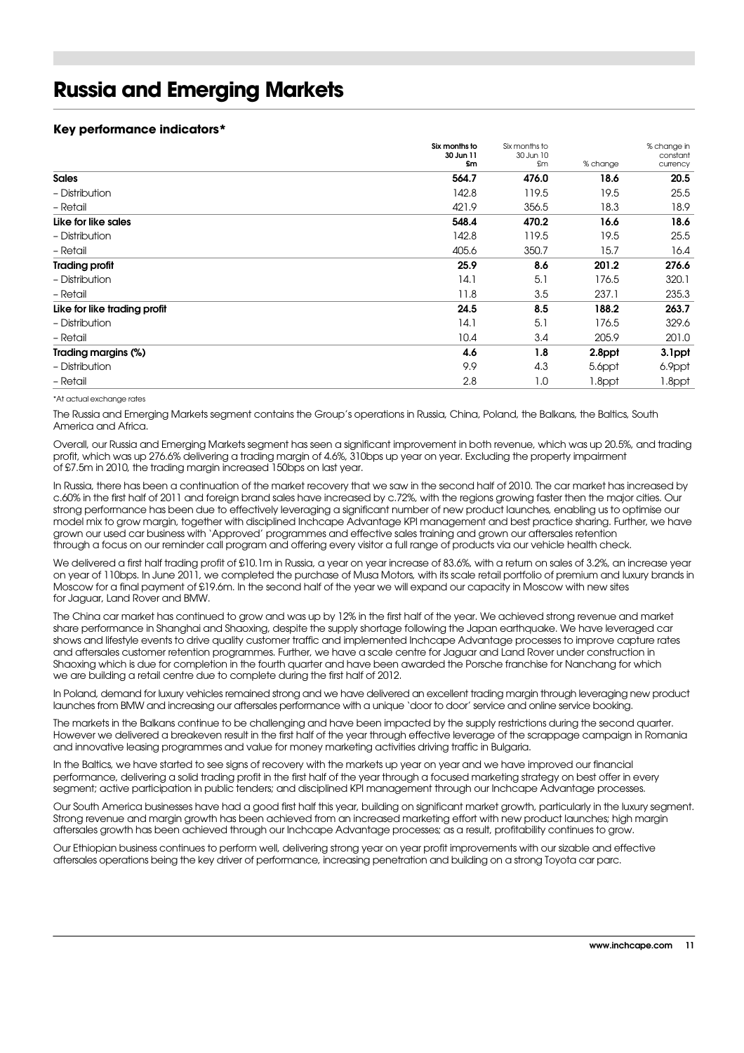# Russia and Emerging Markets

### Key performance indicators*

| | Six months to 30 Jun 11 £m | Six months to 30 Jun 10 £m | % change | % change in constant currency |
|---|---|---|---|---|
| **Sales** | **564.7** | **476.0** | **18.6** | **20.5** |
| – Distribution | 142.8 | 119.5 | 19.5 | 25.5 |
| – Retail | 421.9 | 356.5 | 18.3 | 18.9 |
| **Like for like sales** | **548.4** | **470.2** | **16.6** | **18.6** |
| – Distribution | 142.8 | 119.5 | 19.5 | 25.5 |
| – Retail | 405.6 | 350.7 | 15.7 | 16.4 |
| **Trading profit** | **25.9** | **8.6** | **201.2** | **276.6** |
| – Distribution | 14.1 | 5.1 | 176.5 | 320.1 |
| – Retail | 11.8 | 3.5 | 237.1 | 235.3 |
| **Like for like trading profit** | **24.5** | **8.5** | **188.2** | **263.7** |
| – Distribution | 14.1 | 5.1 | 176.5 | 329.6 |
| – Retail | 10.4 | 3.4 | 205.9 | 201.0 |
| **Trading margins (%)** | **4.6** | **1.8** | **2.8ppt** | **3.1ppt** |
| – Distribution | 9.9 | 4.3 | 5.6ppt | 6.9ppt |
| – Retail | 2.8 | 1.0 | 1.8ppt | 1.8ppt |

*At actual exchange rates

The Russia and Emerging Markets segment contains the Group's operations in Russia, China, Poland, the Balkans, the Baltics, South America and Africa.

Overall, our Russia and Emerging Markets segment has seen a significant improvement in both revenue, which was up 20.5%, and trading profit, which was up 276.6% delivering a trading margin of 4.6%, 310bps up year on year. Excluding the property impairment of £7.5m in 2010, the trading margin increased 150bps on last year.

In Russia, there has been a continuation of the market recovery that we saw in the second half of 2010. The car market has increased by c.60% in the first half of 2011 and foreign brand sales have increased by c.72%, with the regions growing faster then the major cities. Our strong performance has been due to effectively leveraging a significant number of new product launches, enabling us to optimise our model mix to grow margin, together with disciplined Inchcape Advantage KPI management and best practice sharing. Further, we have grown our used car business with 'Approved' programmes and effective sales training and grown our aftersales retention through a focus on our reminder call program and offering every visitor a full range of products via our vehicle health check.

We delivered a first half trading profit of £10.1m in Russia, a year on year increase of 83.6%, with a return on sales of 3.2%, an increase year on year of 110bps. In June 2011, we completed the purchase of Musa Motors, with its scale retail portfolio of premium and luxury brands in Moscow for a final payment of £19.6m. In the second half of the year we will expand our capacity in Moscow with new sites for Jaguar, Land Rover and BMW.

The China car market has continued to grow and was up by 12% in the first half of the year. We achieved strong revenue and market share performance in Shanghai and Shaoxing, despite the supply shortage following the Japan earthquake. We have leveraged car shows and lifestyle events to drive quality customer traffic and implemented Inchcape Advantage processes to improve capture rates and aftersales customer retention programmes. Further, we have a scale centre for Jaguar and Land Rover under construction in Shaoxing which is due for completion in the fourth quarter and have been awarded the Porsche franchise for Nanchang for which we are building a retail centre due to complete during the first half of 2012.

In Poland, demand for luxury vehicles remained strong and we have delivered an excellent trading margin through leveraging new product launches from BMW and increasing our aftersales performance with a unique 'door to door' service and online service booking.

The markets in the Balkans continue to be challenging and have been impacted by the supply restrictions during the second quarter. However we delivered a breakeven result in the first half of the year through effective leverage of the scrappage campaign in Romania and innovative leasing programmes and value for money marketing activities driving traffic in Bulgaria.

In the Baltics, we have started to see signs of recovery with the markets up year on year and we have improved our financial performance, delivering a solid trading profit in the first half of the year through a focused marketing strategy on best offer in every segment; active participation in public tenders; and disciplined KPI management through our Inchcape Advantage processes.

Our South America businesses have had a good first half this year, building on significant market growth, particularly in the luxury segment. Strong revenue and margin growth has been achieved from an increased marketing effort with new product launches; high margin aftersales growth has been achieved through our Inchcape Advantage processes; as a result, profitability continues to grow.

Our Ethiopian business continues to perform well, delivering strong year on year profit improvements with our sizable and effective aftersales operations being the key driver of performance, increasing penetration and building on a strong Toyota car parc.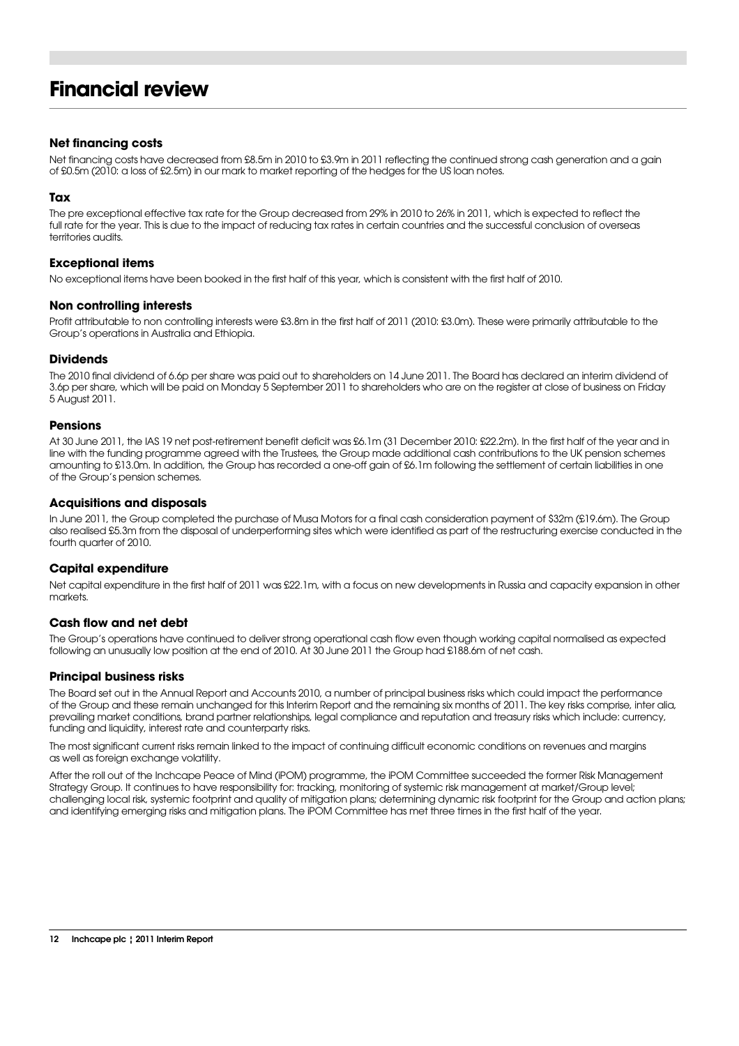# Financial review

### Net financing costs

Net financing costs have decreased from £8.5m in 2010 to £3.9m in 2011 reflecting the continued strong cash generation and a gain of £0.5m (2010: a loss of £2.5m) in our mark to market reporting of the hedges for the US loan notes.

### Tax

The pre exceptional effective tax rate for the Group decreased from 29% in 2010 to 26% in 2011, which is expected to reflect the full rate for the year. This is due to the impact of reducing tax rates in certain countries and the successful conclusion of overseas territories audits.

### Exceptional items

No exceptional items have been booked in the first half of this year, which is consistent with the first half of 2010.

### Non controlling interests

Profit attributable to non controlling interests were £3.8m in the first half of 2011 (2010: £3.0m). These were primarily attributable to the Group's operations in Australia and Ethiopia.

### Dividends

The 2010 final dividend of 6.6p per share was paid out to shareholders on 14 June 2011. The Board has declared an interim dividend of 3.6p per share, which will be paid on Monday 5 September 2011 to shareholders who are on the register at close of business on Friday 5 August 2011.

### Pensions

At 30 June 2011, the IAS 19 net post-retirement benefit deficit was £6.1m (31 December 2010: £22.2m). In the first half of the year and in line with the funding programme agreed with the Trustees, the Group made additional cash contributions to the UK pension schemes amounting to £13.0m. In addition, the Group has recorded a one-off gain of £6.1m following the settlement of certain liabilities in one of the Group's pension schemes.

### Acquisitions and disposals

In June 2011, the Group completed the purchase of Musa Motors for a final cash consideration payment of $32m (£19.6m). The Group also realised £5.3m from the disposal of underperforming sites which were identified as part of the restructuring exercise conducted in the fourth quarter of 2010.

### Capital expenditure

Net capital expenditure in the first half of 2011 was £22.1m, with a focus on new developments in Russia and capacity expansion in other markets.

### Cash flow and net debt

The Group's operations have continued to deliver strong operational cash flow even though working capital normalised as expected following an unusually low position at the end of 2010. At 30 June 2011 the Group had £188.6m of net cash.

### Principal business risks

The Board set out in the Annual Report and Accounts 2010, a number of principal business risks which could impact the performance of the Group and these remain unchanged for this Interim Report and the remaining six months of 2011. The key risks comprise, inter alia, prevailing market conditions, brand partner relationships, legal compliance and reputation and treasury risks which include: currency, funding and liquidity, interest rate and counterparty risks.

The most significant current risks remain linked to the impact of continuing difficult economic conditions on revenues and margins as well as foreign exchange volatility.

After the roll out of the Inchcape Peace of Mind (iPOM) programme, the iPOM Committee succeeded the former Risk Management Strategy Group. It continues to have responsibility for: tracking, monitoring of systemic risk management at market/Group level; challenging local risk, systemic footprint and quality of mitigation plans; determining dynamic risk footprint for the Group and action plans; and identifying emerging risks and mitigation plans. The iPOM Committee has met three times in the first half of the year.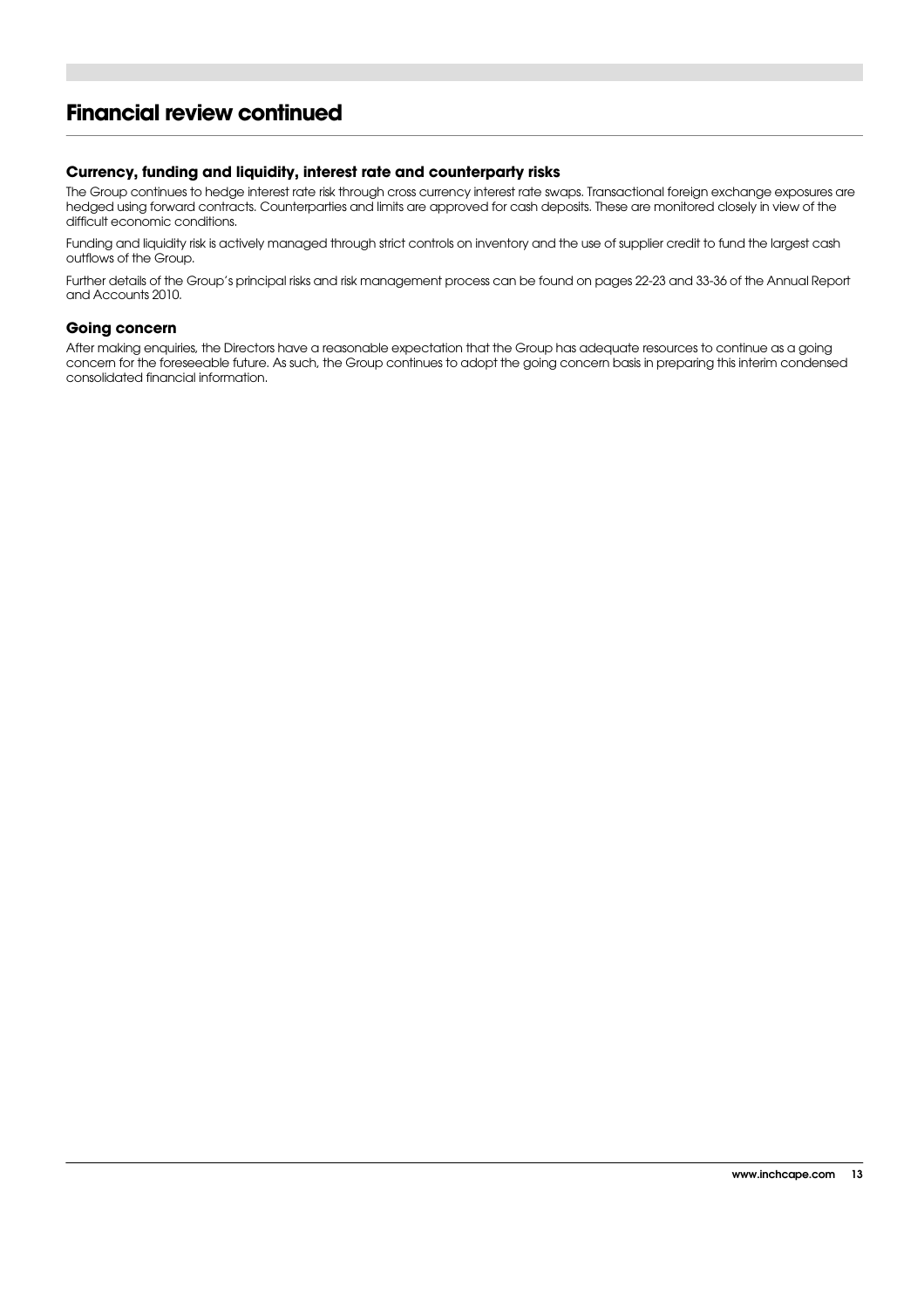# Financial review continued

### Currency, funding and liquidity, interest rate and counterparty risks

The Group continues to hedge interest rate risk through cross currency interest rate swaps. Transactional foreign exchange exposures are hedged using forward contracts. Counterparties and limits are approved for cash deposits. These are monitored closely in view of the difficult economic conditions.

Funding and liquidity risk is actively managed through strict controls on inventory and the use of supplier credit to fund the largest cash outflows of the Group.

Further details of the Group's principal risks and risk management process can be found on pages 22-23 and 33-36 of the Annual Report and Accounts 2010.

### Going concern

After making enquiries, the Directors have a reasonable expectation that the Group has adequate resources to continue as a going concern for the foreseeable future. As such, the Group continues to adopt the going concern basis in preparing this interim condensed consolidated financial information.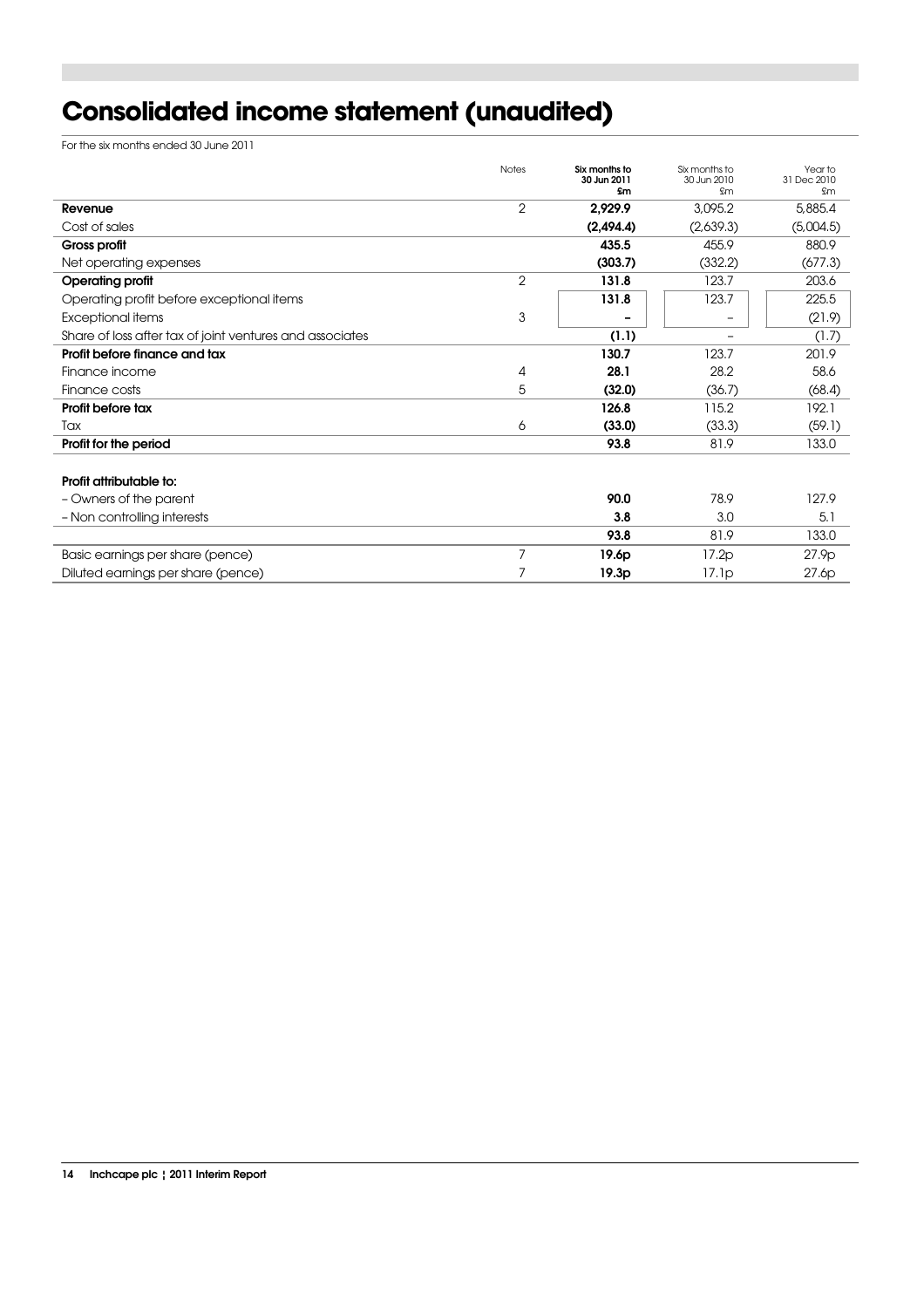# Consolidated income statement (unaudited)

For the six months ended 30 June 2011

| | Notes | Six months to 30 Jun 2011 £m | Six months to 30 Jun 2010 £m | Year to 31 Dec 2010 £m |
|---|---|---|---|---|
| **Revenue** | 2 | **2,929.9** | 3,095.2 | 5,885.4 |
| Cost of sales | | **(2,494.4)** | (2,639.3) | (5,004.5) |
| **Gross profit** | | **435.5** | 455.9 | 880.9 |
| Net operating expenses | | **(303.7)** | (332.2) | (677.3) |
| **Operating profit** | 2 | **131.8** | 123.7 | 203.6 |
| Operating profit before exceptional items | | **131.8** | 123.7 | 225.5 |
| Exceptional items | 3 | **–** | – | (21.9) |
| Share of loss after tax of joint ventures and associates | | **(1.1)** | – | (1.7) |
| **Profit before finance and tax** | | **130.7** | 123.7 | 201.9 |
| Finance income | 4 | **28.1** | 28.2 | 58.6 |
| Finance costs | 5 | **(32.0)** | (36.7) | (68.4) |
| **Profit before tax** | | **126.8** | 115.2 | 192.1 |
| Tax | 6 | **(33.0)** | (33.3) | (59.1) |
| **Profit for the period** | | **93.8** | 81.9 | 133.0 |
| | | | | |
| **Profit attributable to:** | | | | |
| – Owners of the parent | | **90.0** | 78.9 | 127.9 |
| – Non controlling interests | | **3.8** | 3.0 | 5.1 |
| | | **93.8** | 81.9 | 133.0 |
| Basic earnings per share (pence) | 7 | **19.6p** | 17.2p | 27.9p |
| Diluted earnings per share (pence) | 7 | **19.3p** | 17.1p | 27.6p |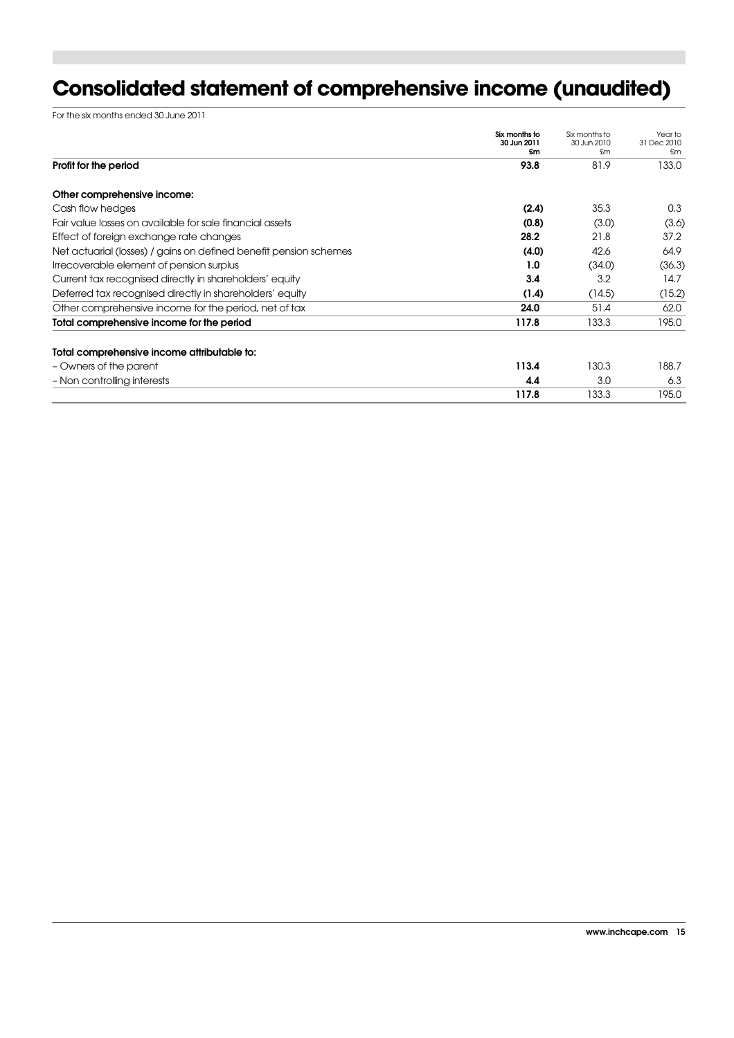# Consolidated statement of comprehensive income (unaudited)

For the six months ended 30 June 2011

| | **Six months to 30 Jun 2011 £m** | Six months to 30 Jun 2010 £m | Year to 31 Dec 2010 £m |
|---|---|---|---|
| **Profit for the period** | **93.8** | 81.9 | 133.0 |
| | | | |
| **Other comprehensive income:** | | | |
| Cash flow hedges | **(2.4)** | 35.3 | 0.3 |
| Fair value losses on available for sale financial assets | **(0.8)** | (3.0) | (3.6) |
| Effect of foreign exchange rate changes | **28.2** | 21.8 | 37.2 |
| Net actuarial (losses) / gains on defined benefit pension schemes | **(4.0)** | 42.6 | 64.9 |
| Irrecoverable element of pension surplus | **1.0** | (34.0) | (36.3) |
| Current tax recognised directly in shareholders' equity | **3.4** | 3.2 | 14.7 |
| Deferred tax recognised directly in shareholders' equity | **(1.4)** | (14.5) | (15.2) |
| Other comprehensive income for the period, net of tax | **24.0** | 51.4 | 62.0 |
| **Total comprehensive income for the period** | **117.8** | 133.3 | 195.0 |
| | | | |
| **Total comprehensive income attributable to:** | | | |
| – Owners of the parent | **113.4** | 130.3 | 188.7 |
| – Non controlling interests | **4.4** | 3.0 | 6.3 |
| | **117.8** | 133.3 | 195.0 |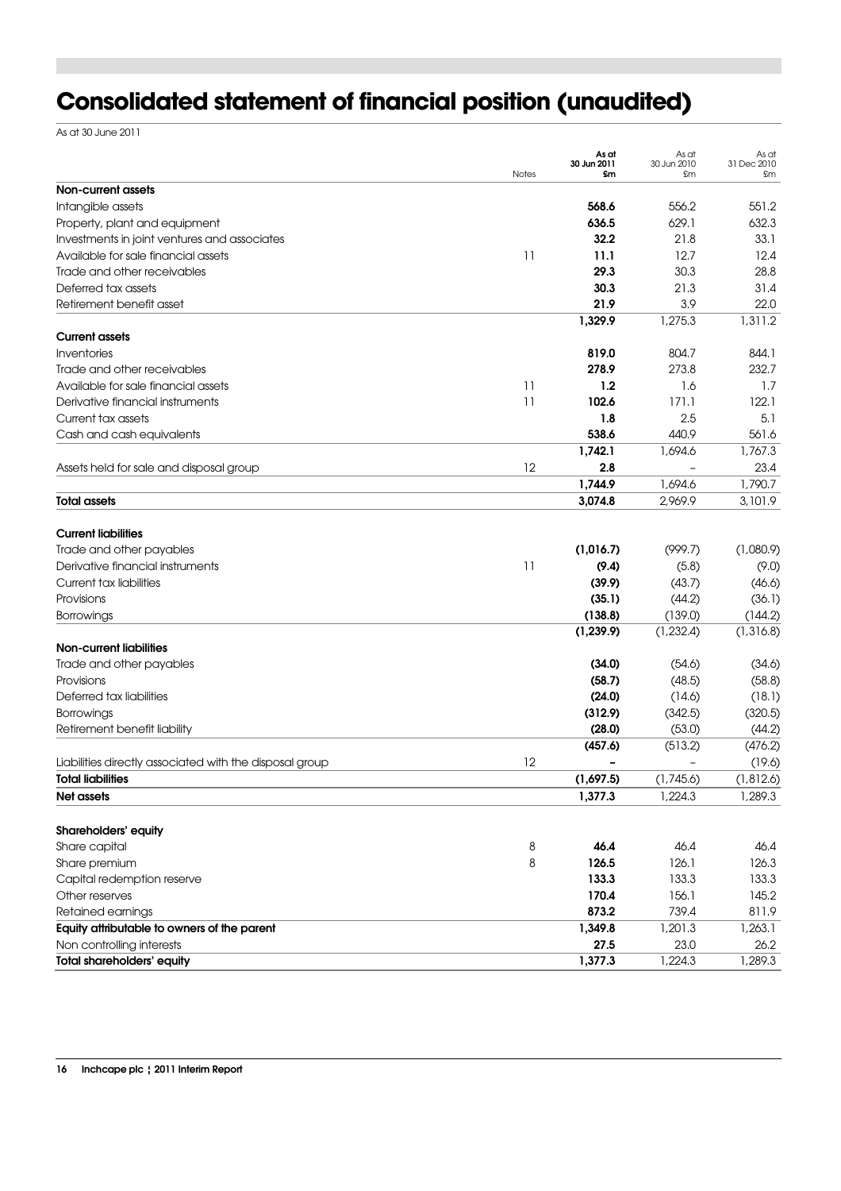# Consolidated statement of financial position (unaudited)

As at 30 June 2011

| | Notes | As at 30 Jun 2011 £m | As at 30 Jun 2010 £m | As at 31 Dec 2010 £m |
|---|---|---|---|---|
| **Non-current assets** | | | | |
| Intangible assets | | **568.6** | 556.2 | 551.2 |
| Property, plant and equipment | | **636.5** | 629.1 | 632.3 |
| Investments in joint ventures and associates | | **32.2** | 21.8 | 33.1 |
| Available for sale financial assets | 11 | **11.1** | 12.7 | 12.4 |
| Trade and other receivables | | **29.3** | 30.3 | 28.8 |
| Deferred tax assets | | **30.3** | 21.3 | 31.4 |
| Retirement benefit asset | | **21.9** | 3.9 | 22.0 |
| | | **1,329.9** | 1,275.3 | 1,311.2 |
| **Current assets** | | | | |
| Inventories | | **819.0** | 804.7 | 844.1 |
| Trade and other receivables | | **278.9** | 273.8 | 232.7 |
| Available for sale financial assets | 11 | **1.2** | 1.6 | 1.7 |
| Derivative financial instruments | 11 | **102.6** | 171.1 | 122.1 |
| Current tax assets | | **1.8** | 2.5 | 5.1 |
| Cash and cash equivalents | | **538.6** | 440.9 | 561.6 |
| | | **1,742.1** | 1,694.6 | 1,767.3 |
| Assets held for sale and disposal group | 12 | **2.8** | – | 23.4 |
| | | **1,744.9** | 1,694.6 | 1,790.7 |
| **Total assets** | | **3,074.8** | 2,969.9 | 3,101.9 |
| **Current liabilities** | | | | |
| Trade and other payables | | **(1,016.7)** | (999.7) | (1,080.9) |
| Derivative financial instruments | 11 | **(9.4)** | (5.8) | (9.0) |
| Current tax liabilities | | **(39.9)** | (43.7) | (46.6) |
| Provisions | | **(35.1)** | (44.2) | (36.1) |
| Borrowings | | **(138.8)** | (139.0) | (144.2) |
| | | **(1,239.9)** | (1,232.4) | (1,316.8) |
| **Non-current liabilities** | | | | |
| Trade and other payables | | **(34.0)** | (54.6) | (34.6) |
| Provisions | | **(58.7)** | (48.5) | (58.8) |
| Deferred tax liabilities | | **(24.0)** | (14.6) | (18.1) |
| Borrowings | | **(312.9)** | (342.5) | (320.5) |
| Retirement benefit liability | | **(28.0)** | (53.0) | (44.2) |
| | | **(457.6)** | (513.2) | (476.2) |
| Liabilities directly associated with the disposal group | 12 | **–** | – | (19.6) |
| **Total liabilities** | | **(1,697.5)** | (1,745.6) | (1,812.6) |
| **Net assets** | | **1,377.3** | 1,224.3 | 1,289.3 |
| **Shareholders' equity** | | | | |
| Share capital | 8 | **46.4** | 46.4 | 46.4 |
| Share premium | 8 | **126.5** | 126.1 | 126.3 |
| Capital redemption reserve | | **133.3** | 133.3 | 133.3 |
| Other reserves | | **170.4** | 156.1 | 145.2 |
| Retained earnings | | **873.2** | 739.4 | 811.9 |
| **Equity attributable to owners of the parent** | | **1,349.8** | 1,201.3 | 1,263.1 |
| Non controlling interests | | **27.5** | 23.0 | 26.2 |
| **Total shareholders' equity** | | **1,377.3** | 1,224.3 | 1,289.3 |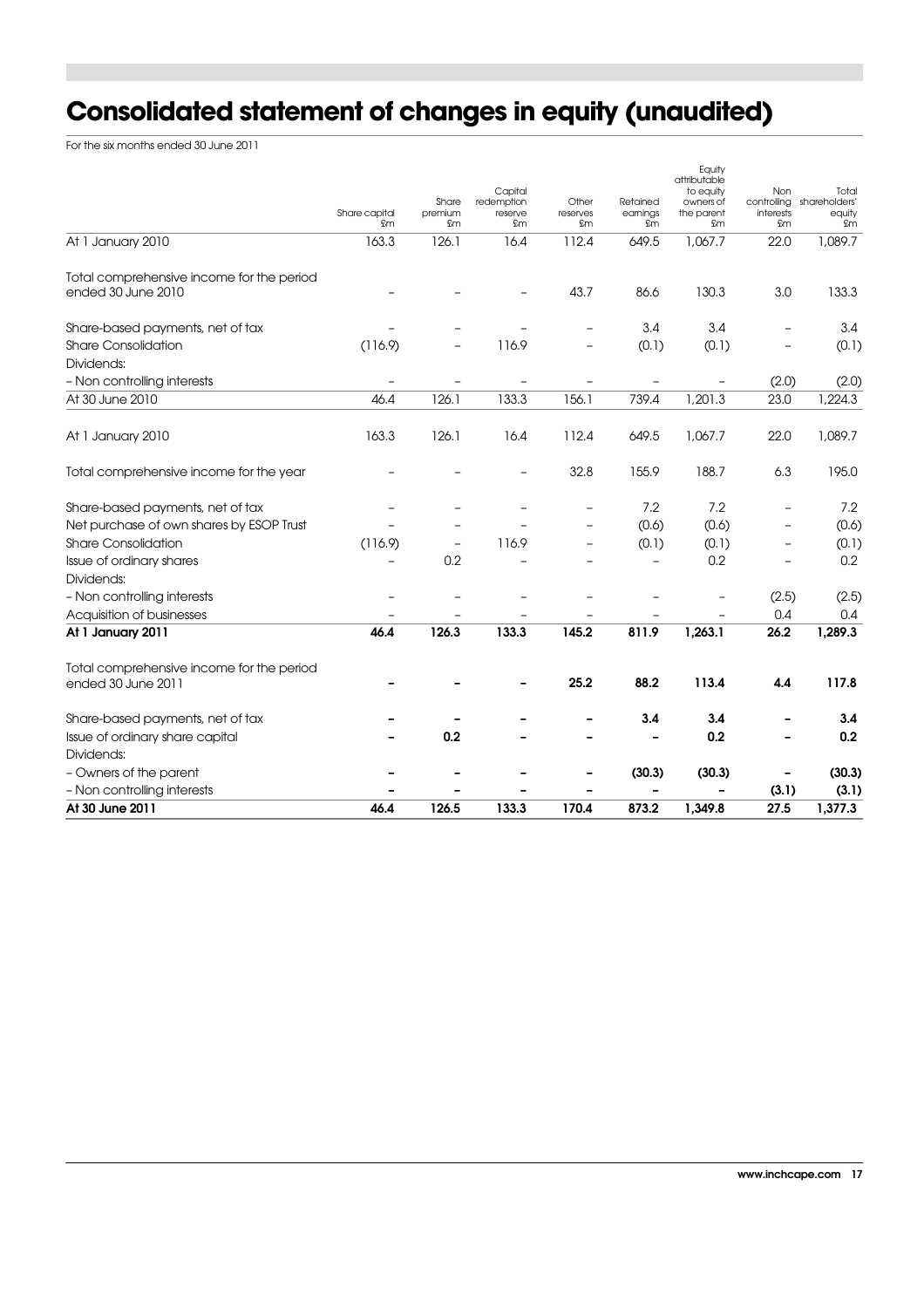# Consolidated statement of changes in equity (unaudited)

For the six months ended 30 June 2011

| | Share capital £m | Share premium £m | Capital redemption reserve £m | Other reserves £m | Retained earnings £m | Equity attributable to equity owners of the parent £m | Non controlling interests £m | Total shareholders' equity £m |
|---|---|---|---|---|---|---|---|---|
| At 1 January 2010 | 163.3 | 126.1 | 16.4 | 112.4 | 649.5 | 1,067.7 | 22.0 | 1,089.7 |
| Total comprehensive income for the period ended 30 June 2010 | – | – | – | 43.7 | 86.6 | 130.3 | 3.0 | 133.3 |
| Share-based payments, net of tax | – | – | – | – | 3.4 | 3.4 | – | 3.4 |
| Share Consolidation | (116.9) | – | 116.9 | – | (0.1) | (0.1) | – | (0.1) |
| Dividends: | | | | | | | | |
| – Non controlling interests | – | – | – | – | – | – | (2.0) | (2.0) |
| At 30 June 2010 | 46.4 | 126.1 | 133.3 | 156.1 | 739.4 | 1,201.3 | 23.0 | 1,224.3 |
| At 1 January 2010 | 163.3 | 126.1 | 16.4 | 112.4 | 649.5 | 1,067.7 | 22.0 | 1,089.7 |
| Total comprehensive income for the year | – | – | – | 32.8 | 155.9 | 188.7 | 6.3 | 195.0 |
| Share-based payments, net of tax | – | – | – | – | 7.2 | 7.2 | – | 7.2 |
| Net purchase of own shares by ESOP Trust | – | – | – | – | (0.6) | (0.6) | – | (0.6) |
| Share Consolidation | (116.9) | – | 116.9 | – | (0.1) | (0.1) | – | (0.1) |
| Issue of ordinary shares | – | 0.2 | – | – | – | 0.2 | – | 0.2 |
| Dividends: | | | | | | | | |
| – Non controlling interests | – | – | – | – | – | – | (2.5) | (2.5) |
| Acquisition of businesses | – | – | – | – | – | – | 0.4 | 0.4 |
| **At 1 January 2011** | **46.4** | **126.3** | **133.3** | **145.2** | **811.9** | **1,263.1** | **26.2** | **1,289.3** |
| Total comprehensive income for the period ended 30 June 2011 | **–** | **–** | **–** | **25.2** | **88.2** | **113.4** | **4.4** | **117.8** |
| Share-based payments, net of tax | **–** | **–** | **–** | **–** | **3.4** | **3.4** | **–** | **3.4** |
| Issue of ordinary share capital | **–** | **0.2** | **–** | **–** | **–** | **0.2** | **–** | **0.2** |
| Dividends: | | | | | | | | |
| – Owners of the parent | **–** | **–** | **–** | **–** | **(30.3)** | **(30.3)** | **–** | **(30.3)** |
| – Non controlling interests | **–** | **–** | **–** | **–** | **–** | **–** | **(3.1)** | **(3.1)** |
| **At 30 June 2011** | **46.4** | **126.5** | **133.3** | **170.4** | **873.2** | **1,349.8** | **27.5** | **1,377.3** |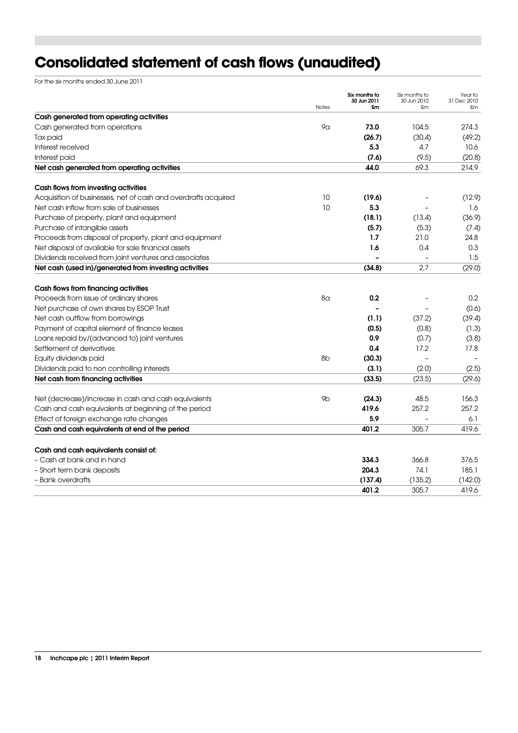# Consolidated statement of cash flows (unaudited)

For the six months ended 30 June 2011

| | Notes | Six months to 30 Jun 2011 £m | Six months to 30 Jun 2010 £m | Year to 31 Dec 2010 £m |
|---|---|---|---|---|
| **Cash generated from operating activities** | | | | |
| Cash generated from operations | 9a | **73.0** | 104.5 | 274.3 |
| Tax paid | | **(26.7)** | (30.4) | (49.2) |
| Interest received | | **5.3** | 4.7 | 10.6 |
| Interest paid | | **(7.6)** | (9.5) | (20.8) |
| **Net cash generated from operating activities** | | **44.0** | 69.3 | 214.9 |
| | | | | |
| **Cash flows from investing activities** | | | | |
| Acquisition of businesses, net of cash and overdrafts acquired | 10 | **(19.6)** | – | (12.9) |
| Net cash inflow from sale of businesses | 10 | **5.3** | – | 1.6 |
| Purchase of property, plant and equipment | | **(18.1)** | (13.4) | (36.9) |
| Purchase of intangible assets | | **(5.7)** | (5.3) | (7.4) |
| Proceeds from disposal of property, plant and equipment | | **1.7** | 21.0 | 24.8 |
| Net disposal of available for sale financial assets | | **1.6** | 0.4 | 0.3 |
| Dividends received from joint ventures and associates | | **–** | – | 1.5 |
| **Net cash (used in)/generated from investing activities** | | **(34.8)** | 2.7 | (29.0) |
| | | | | |
| **Cash flows from financing activities** | | | | |
| Proceeds from issue of ordinary shares | 8a | **0.2** | – | 0.2 |
| Net purchase of own shares by ESOP Trust | | **–** | – | (0.6) |
| Net cash outflow from borrowings | | **(1.1)** | (37.2) | (39.4) |
| Payment of capital element of finance leases | | **(0.5)** | (0.8) | (1.3) |
| Loans repaid by/(advanced to) joint ventures | | **0.9** | (0.7) | (3.8) |
| Settlement of derivatives | | **0.4** | 17.2 | 17.8 |
| Equity dividends paid | 8b | **(30.3)** | – | – |
| Dividends paid to non controlling interests | | **(3.1)** | (2.0) | (2.5) |
| **Net cash from financing activities** | | **(33.5)** | (23.5) | (29.6) |
| | | | | |
| Net (decrease)/increase in cash and cash equivalents | 9b | **(24.3)** | 48.5 | 156.3 |
| Cash and cash equivalents at beginning of the period | | **419.6** | 257.2 | 257.2 |
| Effect of foreign exchange rate changes | | **5.9** | – | 6.1 |
| **Cash and cash equivalents at end of the period** | | **401.2** | 305.7 | 419.6 |
| | | | | |
| **Cash and cash equivalents consist of:** | | | | |
| – Cash at bank and in hand | | **334.3** | 366.8 | 376.5 |
| – Short term bank deposits | | **204.3** | 74.1 | 185.1 |
| – Bank overdrafts | | **(137.4)** | (135.2) | (142.0) |
| | | **401.2** | 305.7 | 419.6 |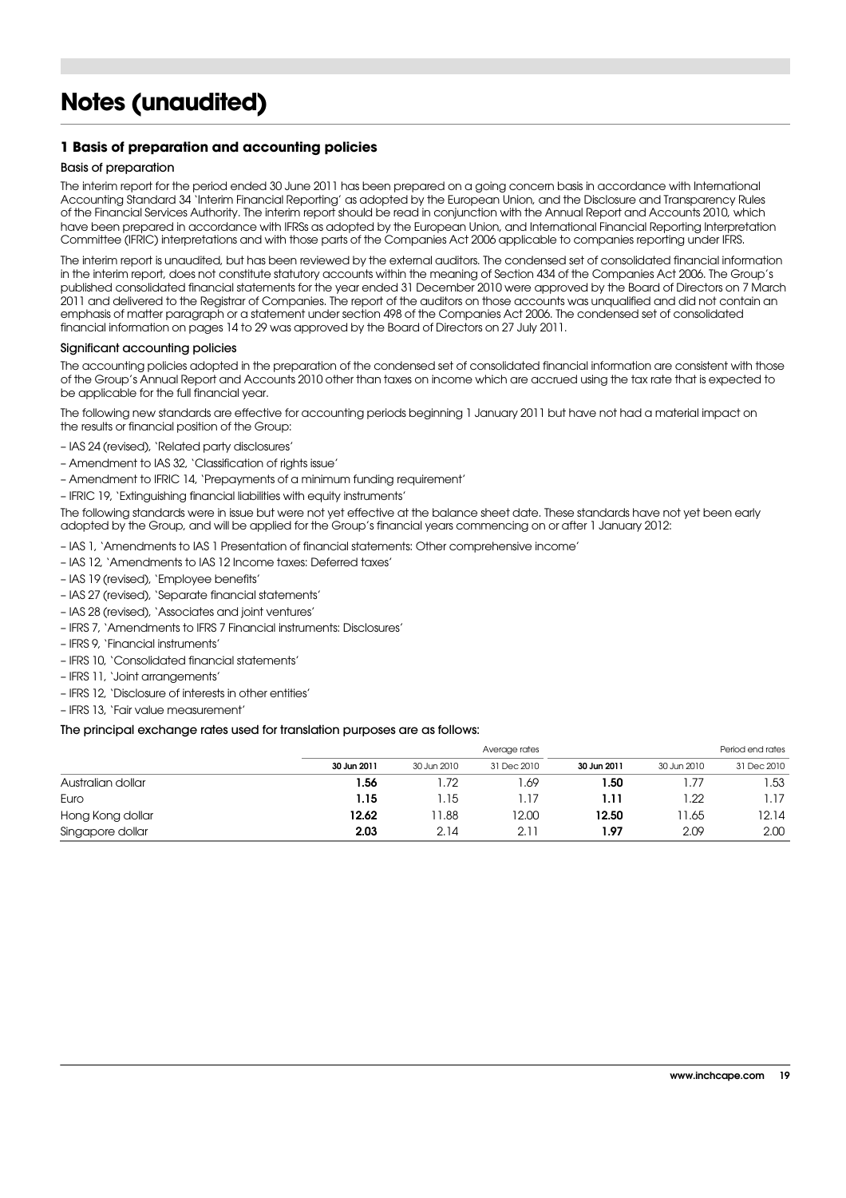# Notes (unaudited)

### 1 Basis of preparation and accounting policies

#### Basis of preparation

The interim report for the period ended 30 June 2011 has been prepared on a going concern basis in accordance with International Accounting Standard 34 'Interim Financial Reporting' as adopted by the European Union, and the Disclosure and Transparency Rules of the Financial Services Authority. The interim report should be read in conjunction with the Annual Report and Accounts 2010, which have been prepared in accordance with IFRSs as adopted by the European Union, and International Financial Reporting Interpretation Committee (IFRIC) interpretations and with those parts of the Companies Act 2006 applicable to companies reporting under IFRS.

The interim report is unaudited, but has been reviewed by the external auditors. The condensed set of consolidated financial information in the interim report, does not constitute statutory accounts within the meaning of Section 434 of the Companies Act 2006. The Group's published consolidated financial statements for the year ended 31 December 2010 were approved by the Board of Directors on 7 March 2011 and delivered to the Registrar of Companies. The report of the auditors on those accounts was unqualified and did not contain an emphasis of matter paragraph or a statement under section 498 of the Companies Act 2006. The condensed set of consolidated financial information on pages 14 to 29 was approved by the Board of Directors on 27 July 2011.

#### Significant accounting policies

The accounting policies adopted in the preparation of the condensed set of consolidated financial information are consistent with those of the Group's Annual Report and Accounts 2010 other than taxes on income which are accrued using the tax rate that is expected to be applicable for the full financial year.

The following new standards are effective for accounting periods beginning 1 January 2011 but have not had a material impact on the results or financial position of the Group:

- IAS 24 (revised), 'Related party disclosures'
- Amendment to IAS 32, 'Classification of rights issue'
- Amendment to IFRIC 14, 'Prepayments of a minimum funding requirement'
- IFRIC 19, 'Extinguishing financial liabilities with equity instruments'

The following standards were in issue but were not yet effective at the balance sheet date. These standards have not yet been early adopted by the Group, and will be applied for the Group's financial years commencing on or after 1 January 2012:

- IAS 1, 'Amendments to IAS 1 Presentation of financial statements: Other comprehensive income'
- IAS 12, 'Amendments to IAS 12 Income taxes: Deferred taxes'
- IAS 19 (revised), 'Employee benefits'
- IAS 27 (revised), 'Separate financial statements'
- IAS 28 (revised), 'Associates and joint ventures'
- IFRS 7, 'Amendments to IFRS 7 Financial instruments: Disclosures'
- IFRS 9, 'Financial instruments'
- IFRS 10, 'Consolidated financial statements'
- IFRS 11, 'Joint arrangements'
- IFRS 12, 'Disclosure of interests in other entities'
- IFRS 13, 'Fair value measurement'

#### The principal exchange rates used for translation purposes are as follows:

| | Average rates | | | Period end rates | | |
|---|---|---|---|---|---|---|
| | **30 Jun 2011** | 30 Jun 2010 | 31 Dec 2010 | **30 Jun 2011** | 30 Jun 2010 | 31 Dec 2010 |
| Australian dollar | **1.56** | 1.72 | 1.69 | **1.50** | 1.77 | 1.53 |
| Euro | **1.15** | 1.15 | 1.17 | **1.11** | 1.22 | 1.17 |
| Hong Kong dollar | **12.62** | 11.88 | 12.00 | **12.50** | 11.65 | 12.14 |
| Singapore dollar | **2.03** | 2.14 | 2.11 | **1.97** | 2.09 | 2.00 |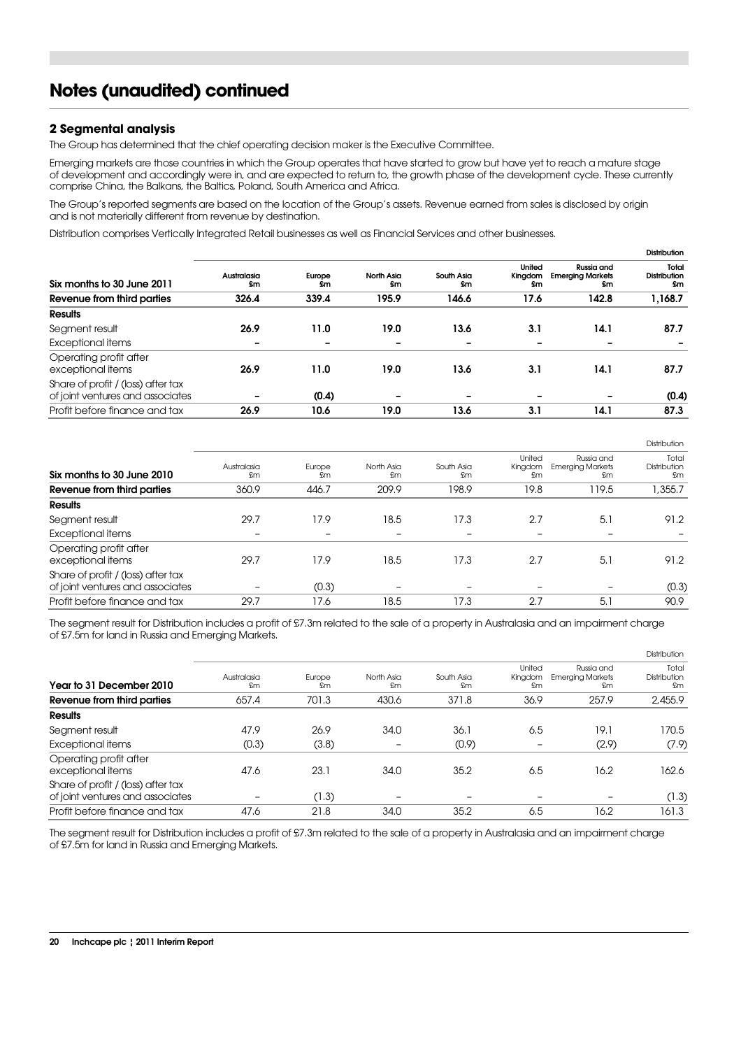# Notes (unaudited) continued

## 2 Segmental analysis

The Group has determined that the chief operating decision maker is the Executive Committee.

Emerging markets are those countries in which the Group operates that have started to grow but have yet to reach a mature stage of development and accordingly were in, and are expected to return to, the growth phase of the development cycle. These currently comprise China, the Balkans, the Baltics, Poland, South America and Africa.

The Group's reported segments are based on the location of the Group's assets. Revenue earned from sales is disclosed by origin and is not materially different from revenue by destination.

Distribution comprises Vertically Integrated Retail businesses as well as Financial Services and other businesses.

| | | | | | | | **Distribution** |
|---|---|---|---|---|---|---|---|
| **Six months to 30 June 2011** | **Australasia £m** | **Europe £m** | **North Asia £m** | **South Asia £m** | **United Kingdom £m** | **Russia and Emerging Markets £m** | **Total Distribution £m** |
| **Revenue from third parties** | **326.4** | **339.4** | **195.9** | **146.6** | **17.6** | **142.8** | **1,168.7** |
| **Results** | | | | | | | |
| Segment result | **26.9** | **11.0** | **19.0** | **13.6** | **3.1** | **14.1** | **87.7** |
| Exceptional items | **–** | **–** | **–** | **–** | **–** | **–** | **–** |
| Operating profit after exceptional items | **26.9** | **11.0** | **19.0** | **13.6** | **3.1** | **14.1** | **87.7** |
| Share of profit / (loss) after tax of joint ventures and associates | **–** | **(0.4)** | **–** | **–** | **–** | **–** | **(0.4)** |
| Profit before finance and tax | **26.9** | **10.6** | **19.0** | **13.6** | **3.1** | **14.1** | **87.3** |

| | | | | | | | Distribution |
|---|---|---|---|---|---|---|---|
| **Six months to 30 June 2010** | Australasia £m | Europe £m | North Asia £m | South Asia £m | United Kingdom £m | Russia and Emerging Markets £m | Total Distribution £m |
| **Revenue from third parties** | 360.9 | 446.7 | 209.9 | 198.9 | 19.8 | 119.5 | 1,355.7 |
| **Results** | | | | | | | |
| Segment result | 29.7 | 17.9 | 18.5 | 17.3 | 2.7 | 5.1 | 91.2 |
| Exceptional items | – | – | – | – | – | – | – |
| Operating profit after exceptional items | 29.7 | 17.9 | 18.5 | 17.3 | 2.7 | 5.1 | 91.2 |
| Share of profit / (loss) after tax of joint ventures and associates | – | (0.3) | – | – | – | – | (0.3) |
| Profit before finance and tax | 29.7 | 17.6 | 18.5 | 17.3 | 2.7 | 5.1 | 90.9 |

The segment result for Distribution includes a profit of £7.3m related to the sale of a property in Australasia and an impairment charge of £7.5m for land in Russia and Emerging Markets.

| | | | | | | | Distribution |
|---|---|---|---|---|---|---|---|
| **Year to 31 December 2010** | Australasia £m | Europe £m | North Asia £m | South Asia £m | United Kingdom £m | Russia and Emerging Markets £m | Total Distribution £m |
| **Revenue from third parties** | 657.4 | 701.3 | 430.6 | 371.8 | 36.9 | 257.9 | 2,455.9 |
| **Results** | | | | | | | |
| Segment result | 47.9 | 26.9 | 34.0 | 36.1 | 6.5 | 19.1 | 170.5 |
| Exceptional items | (0.3) | (3.8) | – | (0.9) | – | (2.9) | (7.9) |
| Operating profit after exceptional items | 47.6 | 23.1 | 34.0 | 35.2 | 6.5 | 16.2 | 162.6 |
| Share of profit / (loss) after tax of joint ventures and associates | – | (1.3) | – | – | – | – | (1.3) |
| Profit before finance and tax | 47.6 | 21.8 | 34.0 | 35.2 | 6.5 | 16.2 | 161.3 |

The segment result for Distribution includes a profit of £7.3m related to the sale of a property in Australasia and an impairment charge of £7.5m for land in Russia and Emerging Markets.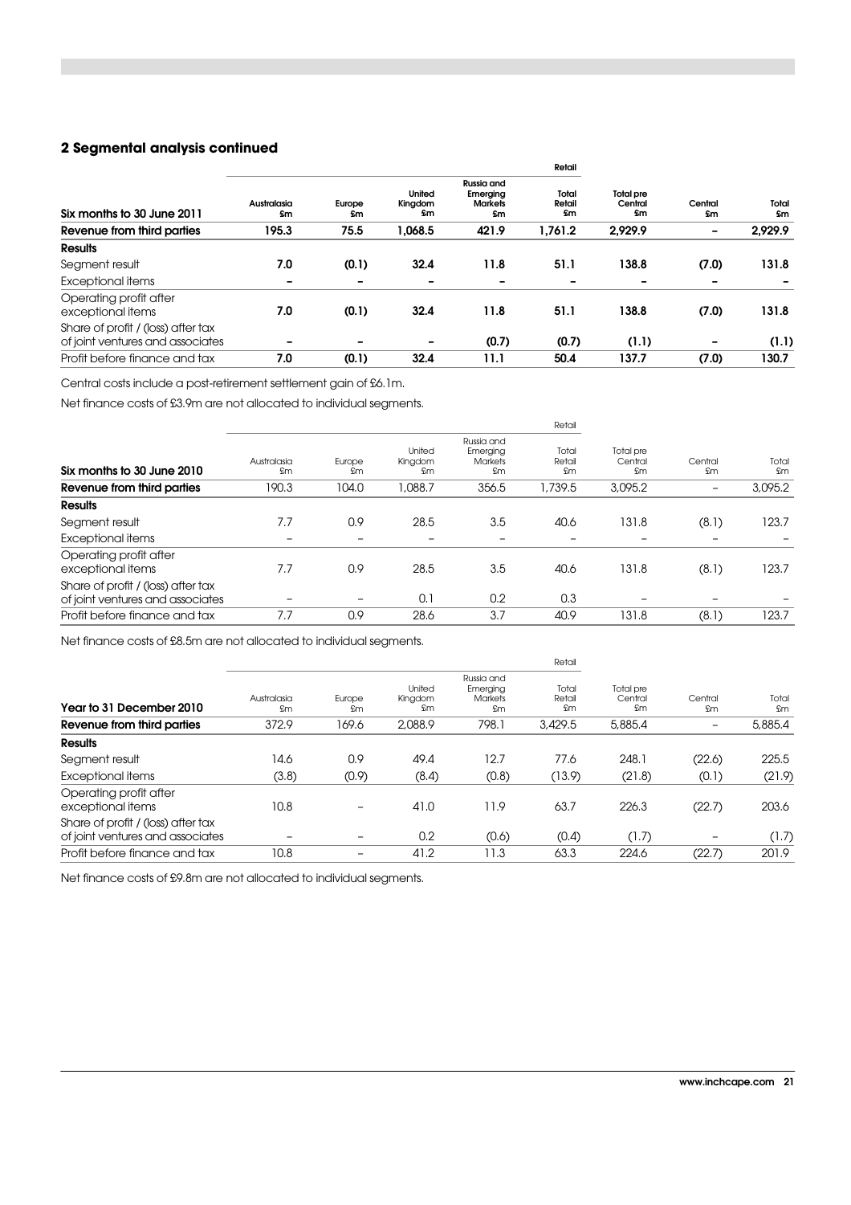## 2 Segmental analysis continued

| Six months to 30 June 2011 | Australasia £m | Europe £m | United Kingdom £m | Russia and Emerging Markets £m | Retail Total Retail £m | Total pre Central £m | Central £m | Total £m |
|---|---|---|---|---|---|---|---|---|
| **Revenue from third parties** | **195.3** | **75.5** | **1,068.5** | **421.9** | **1,761.2** | **2,929.9** | **–** | **2,929.9** |
| **Results** | | | | | | | | |
| Segment result | **7.0** | **(0.1)** | **32.4** | **11.8** | **51.1** | **138.8** | **(7.0)** | **131.8** |
| Exceptional items | **–** | **–** | **–** | **–** | **–** | **–** | **–** | **–** |
| Operating profit after exceptional items | **7.0** | **(0.1)** | **32.4** | **11.8** | **51.1** | **138.8** | **(7.0)** | **131.8** |
| Share of profit / (loss) after tax of joint ventures and associates | **–** | **–** | **–** | **(0.7)** | **(0.7)** | **(1.1)** | **–** | **(1.1)** |
| Profit before finance and tax | **7.0** | **(0.1)** | **32.4** | **11.1** | **50.4** | **137.7** | **(7.0)** | **130.7** |

Central costs include a post-retirement settlement gain of £6.1m.

Net finance costs of £3.9m are not allocated to individual segments.

| Six months to 30 June 2010 | Australasia £m | Europe £m | United Kingdom £m | Russia and Emerging Markets £m | Retail Total Retail £m | Total pre Central £m | Central £m | Total £m |
|---|---|---|---|---|---|---|---|---|
| **Revenue from third parties** | 190.3 | 104.0 | 1,088.7 | 356.5 | 1,739.5 | 3,095.2 | – | 3,095.2 |
| **Results** | | | | | | | | |
| Segment result | 7.7 | 0.9 | 28.5 | 3.5 | 40.6 | 131.8 | (8.1) | 123.7 |
| Exceptional items | – | – | – | – | – | – | – | – |
| Operating profit after exceptional items | 7.7 | 0.9 | 28.5 | 3.5 | 40.6 | 131.8 | (8.1) | 123.7 |
| Share of profit / (loss) after tax of joint ventures and associates | – | – | 0.1 | 0.2 | 0.3 | – | – | – |
| Profit before finance and tax | 7.7 | 0.9 | 28.6 | 3.7 | 40.9 | 131.8 | (8.1) | 123.7 |

Net finance costs of £8.5m are not allocated to individual segments.

| Year to 31 December 2010 | Australasia £m | Europe £m | United Kingdom £m | Russia and Emerging Markets £m | Retail Total Retail £m | Total pre Central £m | Central £m | Total £m |
|---|---|---|---|---|---|---|---|---|
| **Revenue from third parties** | 372.9 | 169.6 | 2,088.9 | 798.1 | 3,429.5 | 5,885.4 | – | 5,885.4 |
| **Results** | | | | | | | | |
| Segment result | 14.6 | 0.9 | 49.4 | 12.7 | 77.6 | 248.1 | (22.6) | 225.5 |
| Exceptional items | (3.8) | (0.9) | (8.4) | (0.8) | (13.9) | (21.8) | (0.1) | (21.9) |
| Operating profit after exceptional items | 10.8 | – | 41.0 | 11.9 | 63.7 | 226.3 | (22.7) | 203.6 |
| Share of profit / (loss) after tax of joint ventures and associates | – | – | 0.2 | (0.6) | (0.4) | (1.7) | – | (1.7) |
| Profit before finance and tax | 10.8 | – | 41.2 | 11.3 | 63.3 | 224.6 | (22.7) | 201.9 |

Net finance costs of £9.8m are not allocated to individual segments.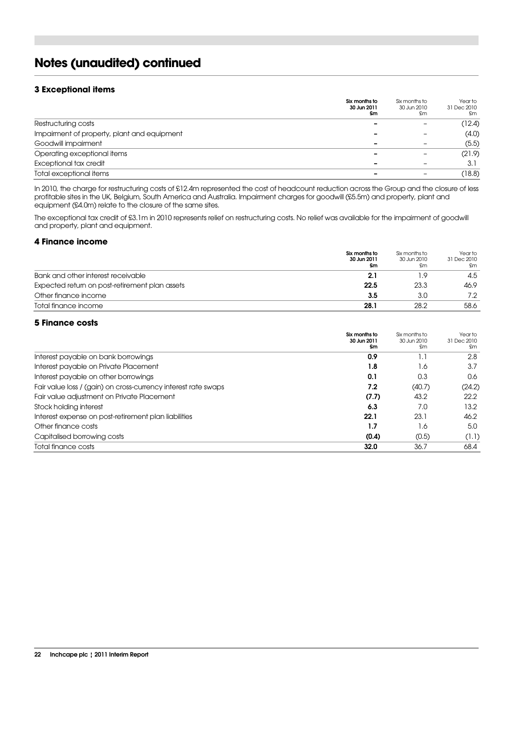# Notes (unaudited) continued

## 3 Exceptional items

| | Six months to 30 Jun 2011 £m | Six months to 30 Jun 2010 £m | Year to 31 Dec 2010 £m |
|---|---|---|---|
| Restructuring costs | – | – | (12.4) |
| Impairment of property, plant and equipment | – | – | (4.0) |
| Goodwill impairment | – | – | (5.5) |
| Operating exceptional items | – | – | (21.9) |
| Exceptional tax credit | – | – | 3.1 |
| Total exceptional items | – | – | (18.8) |

In 2010, the charge for restructuring costs of £12.4m represented the cost of headcount reduction across the Group and the closure of less profitable sites in the UK, Belgium, South America and Australia. Impairment charges for goodwill (£5.5m) and property, plant and equipment (£4.0m) relate to the closure of the same sites.

The exceptional tax credit of £3.1m in 2010 represents relief on restructuring costs. No relief was available for the impairment of goodwill and property, plant and equipment.

## 4 Finance income

| | Six months to 30 Jun 2011 £m | Six months to 30 Jun 2010 £m | Year to 31 Dec 2010 £m |
|---|---|---|---|
| Bank and other interest receivable | **2.1** | 1.9 | 4.5 |
| Expected return on post-retirement plan assets | **22.5** | 23.3 | 46.9 |
| Other finance income | **3.5** | 3.0 | 7.2 |
| Total finance income | **28.1** | 28.2 | 58.6 |

## 5 Finance costs

| | Six months to 30 Jun 2011 £m | Six months to 30 Jun 2010 £m | Year to 31 Dec 2010 £m |
|---|---|---|---|
| Interest payable on bank borrowings | **0.9** | 1.1 | 2.8 |
| Interest payable on Private Placement | **1.8** | 1.6 | 3.7 |
| Interest payable on other borrowings | **0.1** | 0.3 | 0.6 |
| Fair value loss / (gain) on cross-currency interest rate swaps | **7.2** | (40.7) | (24.2) |
| Fair value adjustment on Private Placement | **(7.7)** | 43.2 | 22.2 |
| Stock holding interest | **6.3** | 7.0 | 13.2 |
| Interest expense on post-retirement plan liabilities | **22.1** | 23.1 | 46.2 |
| Other finance costs | **1.7** | 1.6 | 5.0 |
| Capitalised borrowing costs | **(0.4)** | (0.5) | (1.1) |
| Total finance costs | **32.0** | 36.7 | 68.4 |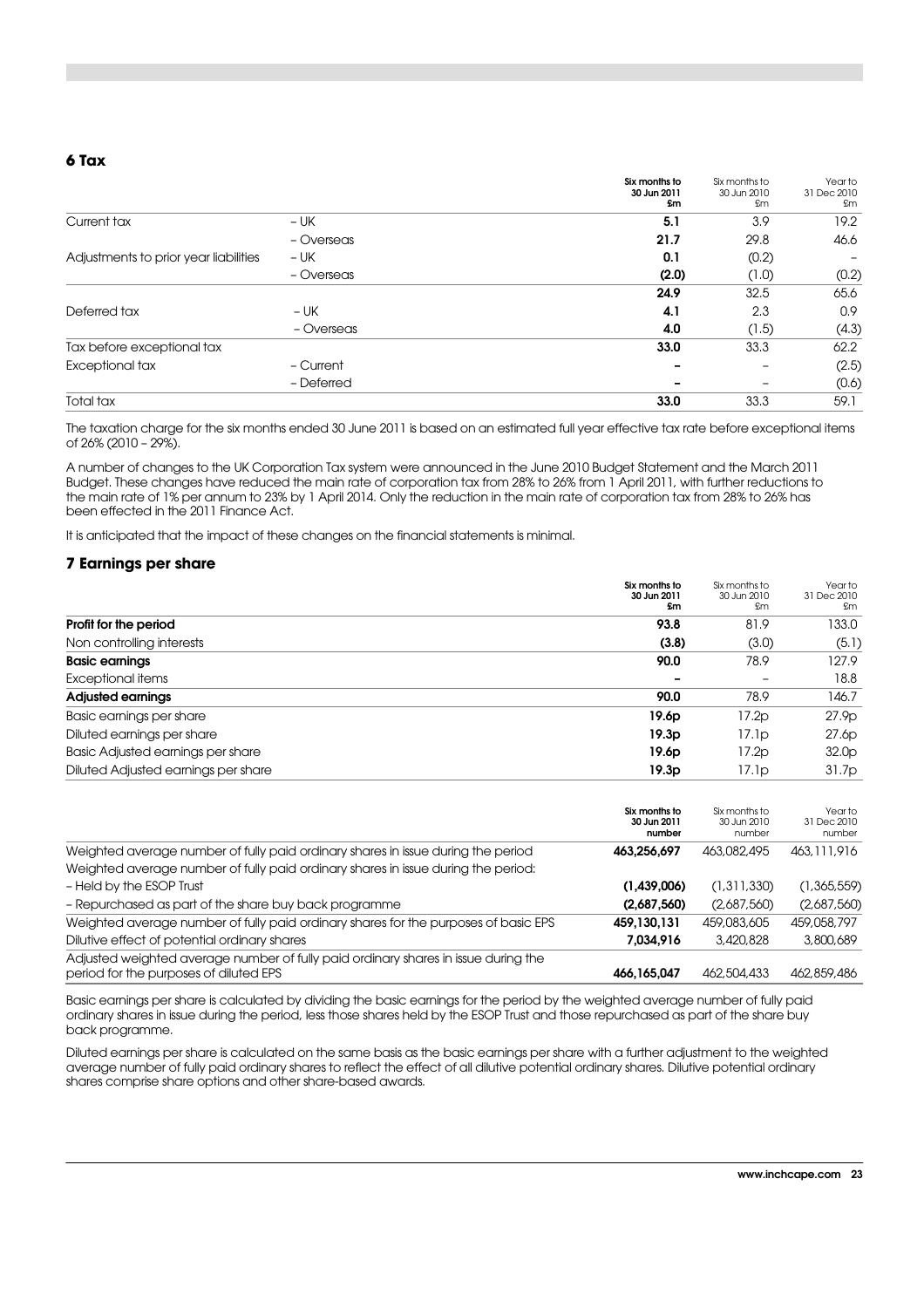## 6 Tax

| | | **Six months to 30 Jun 2011 £m** | Six months to 30 Jun 2010 £m | Year to 31 Dec 2010 £m |
|---|---|---|---|---|
| Current tax | – UK | **5.1** | 3.9 | 19.2 |
| | – Overseas | **21.7** | 29.8 | 46.6 |
| Adjustments to prior year liabilities | – UK | **0.1** | (0.2) | – |
| | – Overseas | **(2.0)** | (1.0) | (0.2) |
| | | **24.9** | 32.5 | 65.6 |
| Deferred tax | – UK | **4.1** | 2.3 | 0.9 |
| | – Overseas | **4.0** | (1.5) | (4.3) |
| Tax before exceptional tax | | **33.0** | 33.3 | 62.2 |
| Exceptional tax | – Current | **–** | – | (2.5) |
| | – Deferred | **–** | – | (0.6) |
| Total tax | | **33.0** | 33.3 | 59.1 |

The taxation charge for the six months ended 30 June 2011 is based on an estimated full year effective tax rate before exceptional items of 26% (2010 – 29%).

A number of changes to the UK Corporation Tax system were announced in the June 2010 Budget Statement and the March 2011 Budget. These changes have reduced the main rate of corporation tax from 28% to 26% from 1 April 2011, with further reductions to the main rate of 1% per annum to 23% by 1 April 2014. Only the reduction in the main rate of corporation tax from 28% to 26% has been effected in the 2011 Finance Act.

It is anticipated that the impact of these changes on the financial statements is minimal.

## 7 Earnings per share

| | **Six months to 30 Jun 2011 £m** | Six months to 30 Jun 2010 £m | Year to 31 Dec 2010 £m |
|---|---|---|---|
| **Profit for the period** | **93.8** | 81.9 | 133.0 |
| Non controlling interests | **(3.8)** | (3.0) | (5.1) |
| **Basic earnings** | **90.0** | 78.9 | 127.9 |
| Exceptional items | **–** | – | 18.8 |
| **Adjusted earnings** | **90.0** | 78.9 | 146.7 |
| Basic earnings per share | **19.6p** | 17.2p | 27.9p |
| Diluted earnings per share | **19.3p** | 17.1p | 27.6p |
| Basic Adjusted earnings per share | **19.6p** | 17.2p | 32.0p |
| Diluted Adjusted earnings per share | **19.3p** | 17.1p | 31.7p |

| | **Six months to 30 Jun 2011 number** | Six months to 30 Jun 2010 number | Year to 31 Dec 2010 number |
|---|---|---|---|
| Weighted average number of fully paid ordinary shares in issue during the period | **463,256,697** | 463,082,495 | 463,111,916 |
| Weighted average number of fully paid ordinary shares in issue during the period: | | | |
| – Held by the ESOP Trust | **(1,439,006)** | (1,311,330) | (1,365,559) |
| – Repurchased as part of the share buy back programme | **(2,687,560)** | (2,687,560) | (2,687,560) |
| Weighted average number of fully paid ordinary shares for the purposes of basic EPS | **459,130,131** | 459,083,605 | 459,058,797 |
| Dilutive effect of potential ordinary shares | **7,034,916** | 3,420,828 | 3,800,689 |
| Adjusted weighted average number of fully paid ordinary shares in issue during the period for the purposes of diluted EPS | **466,165,047** | 462,504,433 | 462,859,486 |

Basic earnings per share is calculated by dividing the basic earnings for the period by the weighted average number of fully paid ordinary shares in issue during the period, less those shares held by the ESOP Trust and those repurchased as part of the share buy back programme.

Diluted earnings per share is calculated on the same basis as the basic earnings per share with a further adjustment to the weighted average number of fully paid ordinary shares to reflect the effect of all dilutive potential ordinary shares. Dilutive potential ordinary shares comprise share options and other share-based awards.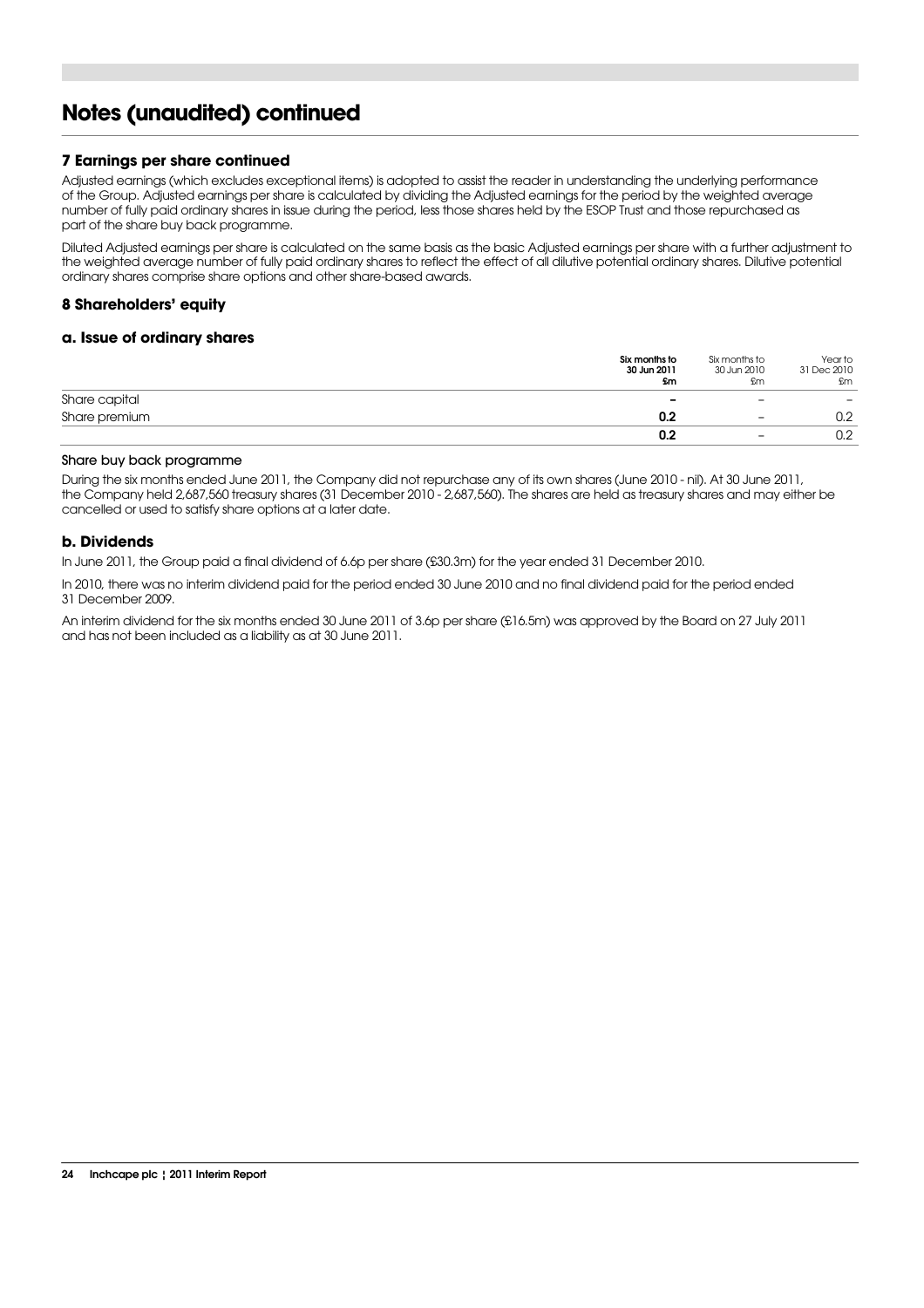# Notes (unaudited) continued

### 7 Earnings per share continued

Adjusted earnings (which excludes exceptional items) is adopted to assist the reader in understanding the underlying performance of the Group. Adjusted earnings per share is calculated by dividing the Adjusted earnings for the period by the weighted average number of fully paid ordinary shares in issue during the period, less those shares held by the ESOP Trust and those repurchased as part of the share buy back programme.

Diluted Adjusted earnings per share is calculated on the same basis as the basic Adjusted earnings per share with a further adjustment to the weighted average number of fully paid ordinary shares to reflect the effect of all dilutive potential ordinary shares. Dilutive potential ordinary shares comprise share options and other share-based awards.

### 8 Shareholders' equity

### a. Issue of ordinary shares

| | **Six months to 30 Jun 2011 £m** | Six months to 30 Jun 2010 £m | Year to 31 Dec 2010 £m |
|---|---|---|---|
| Share capital | **–** | – | – |
| Share premium | **0.2** | – | 0.2 |
| | **0.2** | – | 0.2 |

#### Share buy back programme

During the six months ended June 2011, the Company did not repurchase any of its own shares (June 2010 - nil). At 30 June 2011, the Company held 2,687,560 treasury shares (31 December 2010 - 2,687,560). The shares are held as treasury shares and may either be cancelled or used to satisfy share options at a later date.

### b. Dividends

In June 2011, the Group paid a final dividend of 6.6p per share (£30.3m) for the year ended 31 December 2010.

In 2010, there was no interim dividend paid for the period ended 30 June 2010 and no final dividend paid for the period ended 31 December 2009.

An interim dividend for the six months ended 30 June 2011 of 3.6p per share (£16.5m) was approved by the Board on 27 July 2011 and has not been included as a liability as at 30 June 2011.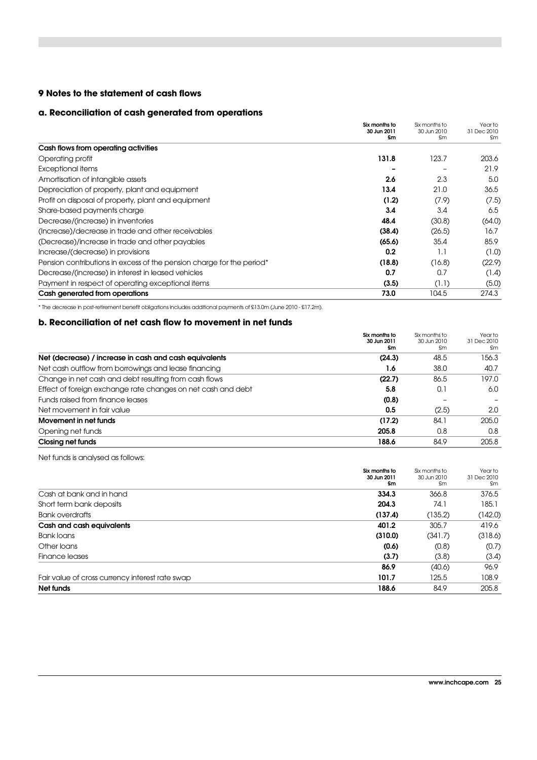## 9 Notes to the statement of cash flows

### a. Reconciliation of cash generated from operations

| | Six months to 30 Jun 2011 £m | Six months to 30 Jun 2010 £m | Year to 31 Dec 2010 £m |
|---|---|---|---|
| **Cash flows from operating activities** | | | |
| Operating profit | **131.8** | 123.7 | 203.6 |
| Exceptional items | **–** | – | 21.9 |
| Amortisation of intangible assets | **2.6** | 2.3 | 5.0 |
| Depreciation of property, plant and equipment | **13.4** | 21.0 | 36.5 |
| Profit on disposal of property, plant and equipment | **(1.2)** | (7.9) | (7.5) |
| Share-based payments charge | **3.4** | 3.4 | 6.5 |
| Decrease/(increase) in inventories | **48.4** | (30.8) | (64.0) |
| (Increase)/decrease in trade and other receivables | **(38.4)** | (26.5) | 16.7 |
| (Decrease)/increase in trade and other payables | **(65.6)** | 35.4 | 85.9 |
| Increase/(decrease) in provisions | **0.2** | 1.1 | (1.0) |
| Pension contributions in excess of the pension charge for the period* | **(18.8)** | (16.8) | (22.9) |
| Decrease/(increase) in interest in leased vehicles | **0.7** | 0.7 | (1.4) |
| Payment in respect of operating exceptional items | **(3.5)** | (1.1) | (5.0) |
| **Cash generated from operations** | **73.0** | 104.5 | 274.3 |

\* The decrease in post-retirement benefit obligations includes additional payments of £13.0m (June 2010 - £17.2m).

### b. Reconciliation of net cash flow to movement in net funds

| | Six months to 30 Jun 2011 £m | Six months to 30 Jun 2010 £m | Year to 31 Dec 2010 £m |
|---|---|---|---|
| **Net (decrease) / increase in cash and cash equivalents** | **(24.3)** | 48.5 | 156.3 |
| Net cash outflow from borrowings and lease financing | **1.6** | 38.0 | 40.7 |
| Change in net cash and debt resulting from cash flows | **(22.7)** | 86.5 | 197.0 |
| Effect of foreign exchange rate changes on net cash and debt | **5.8** | 0.1 | 6.0 |
| Funds raised from finance leases | **(0.8)** | – | – |
| Net movement in fair value | **0.5** | (2.5) | 2.0 |
| **Movement in net funds** | **(17.2)** | 84.1 | 205.0 |
| Opening net funds | **205.8** | 0.8 | 0.8 |
| **Closing net funds** | **188.6** | 84.9 | 205.8 |

Net funds is analysed as follows:

| | Six months to 30 Jun 2011 £m | Six months to 30 Jun 2010 £m | Year to 31 Dec 2010 £m |
|---|---|---|---|
| Cash at bank and in hand | **334.3** | 366.8 | 376.5 |
| Short term bank deposits | **204.3** | 74.1 | 185.1 |
| Bank overdrafts | **(137.4)** | (135.2) | (142.0) |
| **Cash and cash equivalents** | **401.2** | 305.7 | 419.6 |
| Bank loans | **(310.0)** | (341.7) | (318.6) |
| Other loans | **(0.6)** | (0.8) | (0.7) |
| Finance leases | **(3.7)** | (3.8) | (3.4) |
| | **86.9** | (40.6) | 96.9 |
| Fair value of cross currency interest rate swap | **101.7** | 125.5 | 108.9 |
| **Net funds** | **188.6** | 84.9 | 205.8 |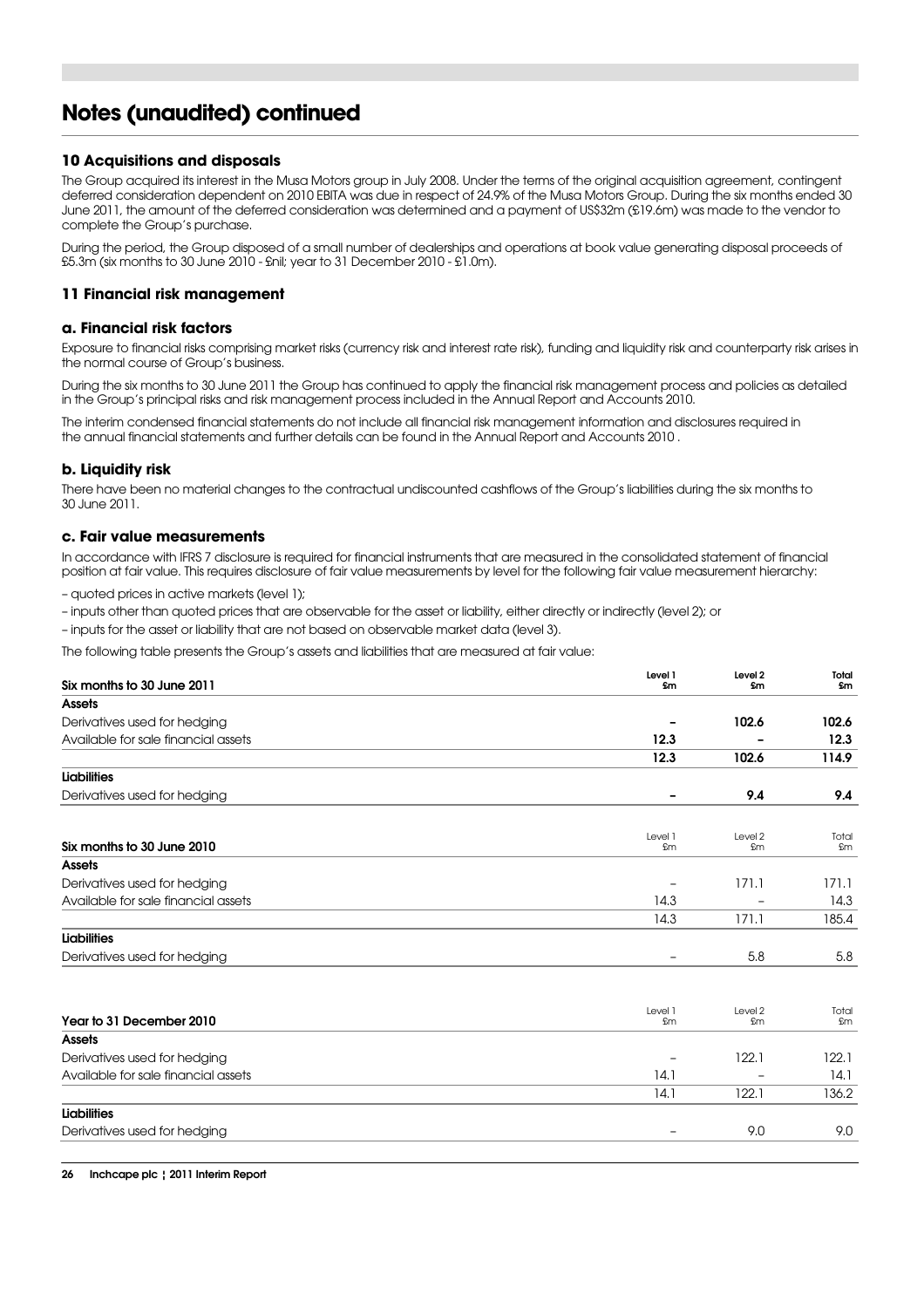# Notes (unaudited) continued

### 10 Acquisitions and disposals

The Group acquired its interest in the Musa Motors group in July 2008. Under the terms of the original acquisition agreement, contingent deferred consideration dependent on 2010 EBITA was due in respect of 24.9% of the Musa Motors Group. During the six months ended 30 June 2011, the amount of the deferred consideration was determined and a payment of US$32m (£19.6m) was made to the vendor to complete the Group's purchase.

During the period, the Group disposed of a small number of dealerships and operations at book value generating disposal proceeds of £5.3m (six months to 30 June 2010 - £nil; year to 31 December 2010 - £1.0m).

### 11 Financial risk management

#### a. Financial risk factors

Exposure to financial risks comprising market risks (currency risk and interest rate risk), funding and liquidity risk and counterparty risk arises in the normal course of Group's business.

During the six months to 30 June 2011 the Group has continued to apply the financial risk management process and policies as detailed in the Group's principal risks and risk management process included in the Annual Report and Accounts 2010.

The interim condensed financial statements do not include all financial risk management information and disclosures required in the annual financial statements and further details can be found in the Annual Report and Accounts 2010 .

#### b. Liquidity risk

There have been no material changes to the contractual undiscounted cashflows of the Group's liabilities during the six months to 30 June 2011.

#### c. Fair value measurements

In accordance with IFRS 7 disclosure is required for financial instruments that are measured in the consolidated statement of financial position at fair value. This requires disclosure of fair value measurements by level for the following fair value measurement hierarchy:

– quoted prices in active markets (level 1);

– inputs other than quoted prices that are observable for the asset or liability, either directly or indirectly (level 2); or

– inputs for the asset or liability that are not based on observable market data (level 3).

The following table presents the Group's assets and liabilities that are measured at fair value:

| Six months to 30 June 2011 | Level 1 £m | Level 2 £m | Total £m |
|---|---|---|---|
| **Assets** | | | |
| Derivatives used for hedging | – | 102.6 | 102.6 |
| Available for sale financial assets | 12.3 | – | 12.3 |
| | 12.3 | 102.6 | 114.9 |
| **Liabilities** | | | |
| Derivatives used for hedging | – | 9.4 | 9.4 |

| Six months to 30 June 2010 | Level 1 £m | Level 2 £m | Total £m |
|---|---|---|---|
| **Assets** | | | |
| Derivatives used for hedging | – | 171.1 | 171.1 |
| Available for sale financial assets | 14.3 | – | 14.3 |
| | 14.3 | 171.1 | 185.4 |
| **Liabilities** | | | |
| Derivatives used for hedging | – | 5.8 | 5.8 |

| Year to 31 December 2010 | Level 1 £m | Level 2 £m | Total £m |
|---|---|---|---|
| **Assets** | | | |
| Derivatives used for hedging | – | 122.1 | 122.1 |
| Available for sale financial assets | 14.1 | – | 14.1 |
| | 14.1 | 122.1 | 136.2 |
| **Liabilities** | | | |
| Derivatives used for hedging | – | 9.0 | 9.0 |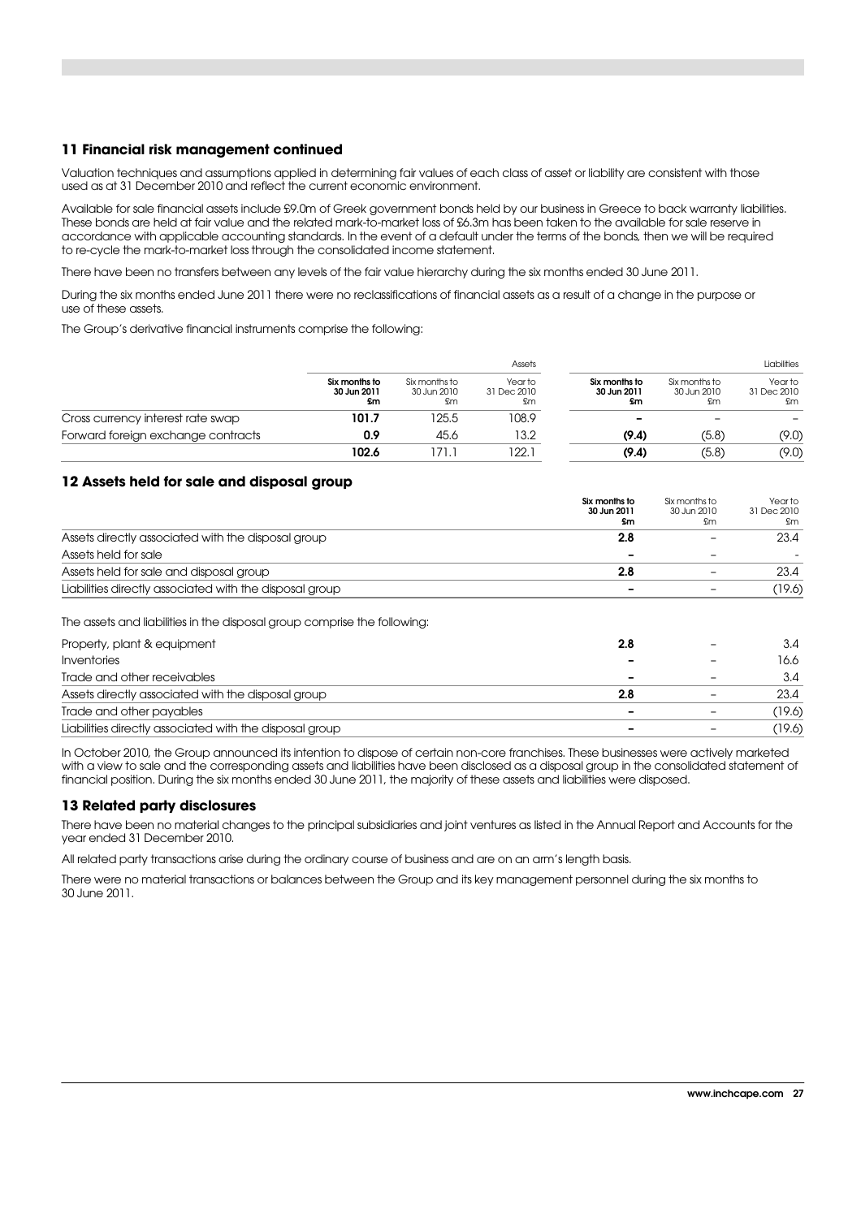## 11 Financial risk management continued

Valuation techniques and assumptions applied in determining fair values of each class of asset or liability are consistent with those used as at 31 December 2010 and reflect the current economic environment.

Available for sale financial assets include £9.0m of Greek government bonds held by our business in Greece to back warranty liabilities. These bonds are held at fair value and the related mark-to-market loss of £6.3m has been taken to the available for sale reserve in accordance with applicable accounting standards. In the event of a default under the terms of the bonds, then we will be required to re-cycle the mark-to-market loss through the consolidated income statement.

There have been no transfers between any levels of the fair value hierarchy during the six months ended 30 June 2011.

During the six months ended June 2011 there were no reclassifications of financial assets as a result of a change in the purpose or use of these assets.

The Group's derivative financial instruments comprise the following:

| | Assets | | | Liabilities | | |
|---|---|---|---|---|---|---|
| | **Six months to 30 Jun 2011 £m** | Six months to 30 Jun 2010 £m | Year to 31 Dec 2010 £m | **Six months to 30 Jun 2011 £m** | Six months to 30 Jun 2010 £m | Year to 31 Dec 2010 £m |
| Cross currency interest rate swap | **101.7** | 125.5 | 108.9 | **–** | – | – |
| Forward foreign exchange contracts | **0.9** | 45.6 | 13.2 | **(9.4)** | (5.8) | (9.0) |
| | **102.6** | 171.1 | 122.1 | **(9.4)** | (5.8) | (9.0) |

## 12 Assets held for sale and disposal group

| | **Six months to 30 Jun 2011 £m** | Six months to 30 Jun 2010 £m | Year to 31 Dec 2010 £m |
|---|---|---|---|
| Assets directly associated with the disposal group | **2.8** | – | 23.4 |
| Assets held for sale | **–** | – | - |
| Assets held for sale and disposal group | **2.8** | – | 23.4 |
| Liabilities directly associated with the disposal group | **–** | – | (19.6) |

The assets and liabilities in the disposal group comprise the following:

| | **Six months to 30 Jun 2011 £m** | Six months to 30 Jun 2010 £m | Year to 31 Dec 2010 £m |
|---|---|---|---|
| Property, plant & equipment | **2.8** | – | 3.4 |
| Inventories | **–** | – | 16.6 |
| Trade and other receivables | **–** | – | 3.4 |
| Assets directly associated with the disposal group | **2.8** | – | 23.4 |
| Trade and other payables | **–** | – | (19.6) |
| Liabilities directly associated with the disposal group | **–** | – | (19.6) |

In October 2010, the Group announced its intention to dispose of certain non-core franchises. These businesses were actively marketed with a view to sale and the corresponding assets and liabilities have been disclosed as a disposal group in the consolidated statement of financial position. During the six months ended 30 June 2011, the majority of these assets and liabilities were disposed.

## 13 Related party disclosures

There have been no material changes to the principal subsidiaries and joint ventures as listed in the Annual Report and Accounts for the year ended 31 December 2010.

All related party transactions arise during the ordinary course of business and are on an arm's length basis.

There were no material transactions or balances between the Group and its key management personnel during the six months to 30 June 2011.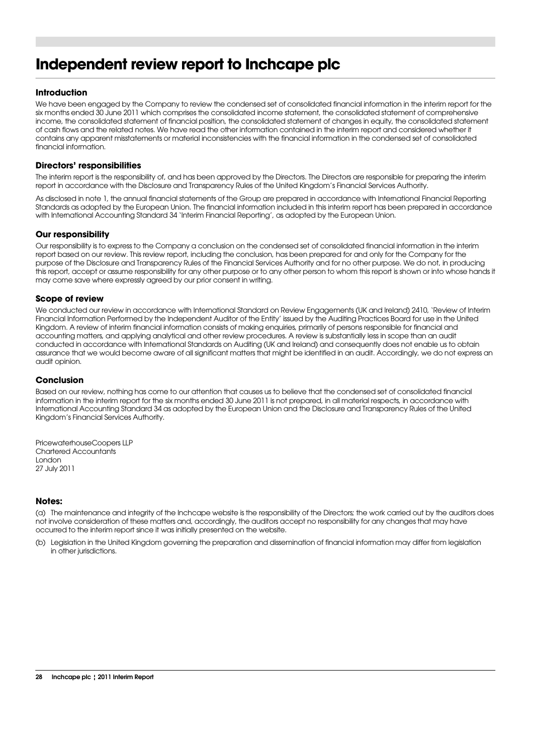# Independent review report to Inchcape plc

### Introduction

We have been engaged by the Company to review the condensed set of consolidated financial information in the interim report for the six months ended 30 June 2011 which comprises the consolidated income statement, the consolidated statement of comprehensive income, the consolidated statement of financial position, the consolidated statement of changes in equity, the consolidated statement of cash flows and the related notes. We have read the other information contained in the interim report and considered whether it contains any apparent misstatements or material inconsistencies with the financial information in the condensed set of consolidated financial information.

### Directors' responsibilities

The interim report is the responsibility of, and has been approved by the Directors. The Directors are responsible for preparing the interim report in accordance with the Disclosure and Transparency Rules of the United Kingdom's Financial Services Authority.

As disclosed in note 1, the annual financial statements of the Group are prepared in accordance with International Financial Reporting Standards as adopted by the European Union. The financial information included in this interim report has been prepared in accordance with International Accounting Standard 34 'Interim Financial Reporting', as adopted by the European Union.

### Our responsibility

Our responsibility is to express to the Company a conclusion on the condensed set of consolidated financial information in the interim report based on our review. This review report, including the conclusion, has been prepared for and only for the Company for the purpose of the Disclosure and Transparency Rules of the Financial Services Authority and for no other purpose. We do not, in producing this report, accept or assume responsibility for any other purpose or to any other person to whom this report is shown or into whose hands it may come save where expressly agreed by our prior consent in writing.

### Scope of review

We conducted our review in accordance with International Standard on Review Engagements (UK and Ireland) 2410, 'Review of Interim Financial Information Performed by the Independent Auditor of the Entity' issued by the Auditing Practices Board for use in the United Kingdom. A review of interim financial information consists of making enquiries, primarily of persons responsible for financial and accounting matters, and applying analytical and other review procedures. A review is substantially less in scope than an audit conducted in accordance with International Standards on Auditing (UK and Ireland) and consequently does not enable us to obtain assurance that we would become aware of all significant matters that might be identified in an audit. Accordingly, we do not express an audit opinion.

### Conclusion

Based on our review, nothing has come to our attention that causes us to believe that the condensed set of consolidated financial information in the interim report for the six months ended 30 June 2011 is not prepared, in all material respects, in accordance with International Accounting Standard 34 as adopted by the European Union and the Disclosure and Transparency Rules of the United Kingdom's Financial Services Authority.

PricewaterhouseCoopers LLP
Chartered Accountants
London
27 July 2011

### Notes:

(a) The maintenance and integrity of the Inchcape website is the responsibility of the Directors; the work carried out by the auditors does not involve consideration of these matters and, accordingly, the auditors accept no responsibility for any changes that may have occurred to the interim report since it was initially presented on the website.

(b) Legislation in the United Kingdom governing the preparation and dissemination of financial information may differ from legislation in other jurisdictions.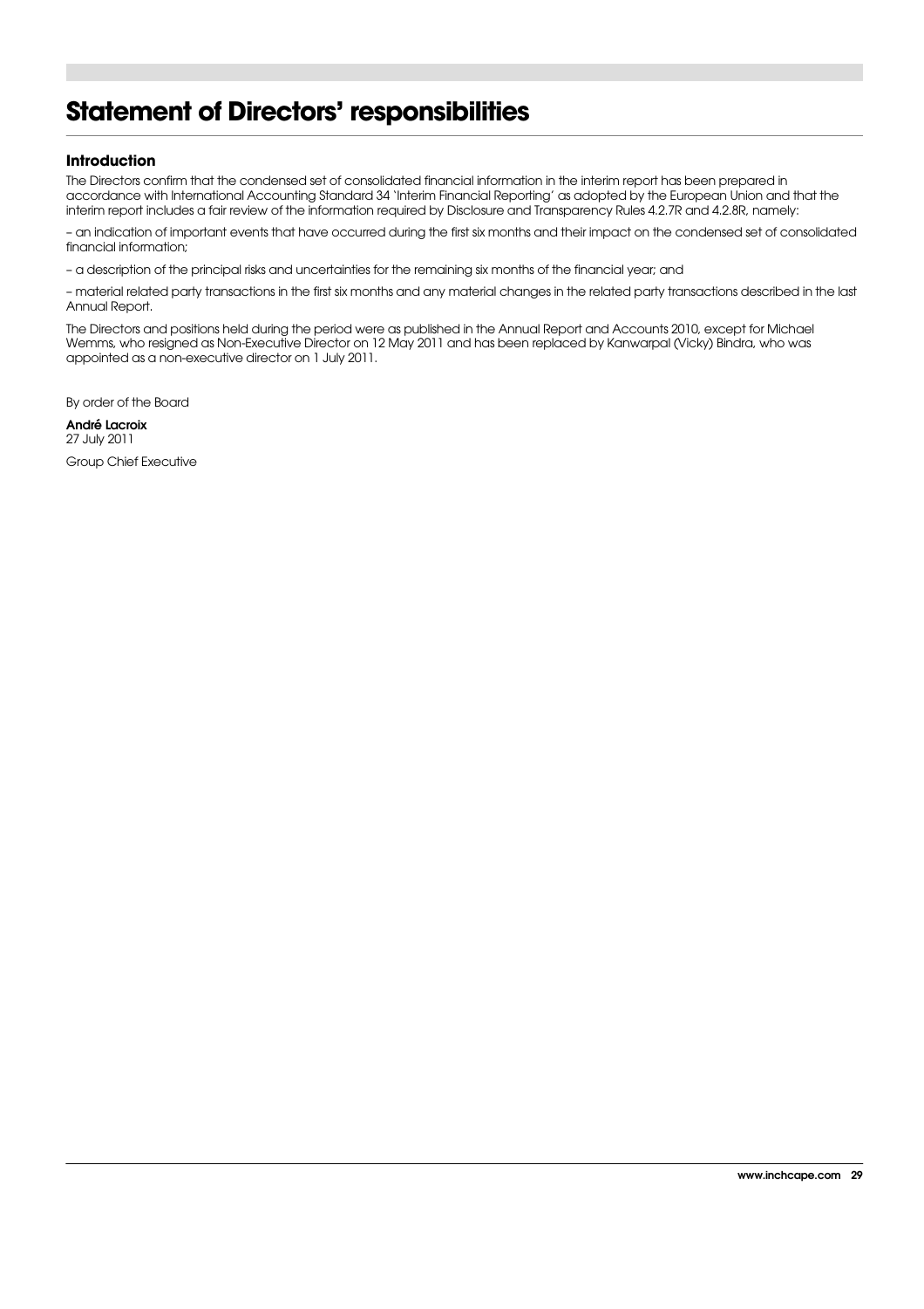# Statement of Directors' responsibilities

## Introduction

The Directors confirm that the condensed set of consolidated financial information in the interim report has been prepared in accordance with International Accounting Standard 34 'Interim Financial Reporting' as adopted by the European Union and that the interim report includes a fair review of the information required by Disclosure and Transparency Rules 4.2.7R and 4.2.8R, namely:

– an indication of important events that have occurred during the first six months and their impact on the condensed set of consolidated financial information;

– a description of the principal risks and uncertainties for the remaining six months of the financial year; and

– material related party transactions in the first six months and any material changes in the related party transactions described in the last Annual Report.

The Directors and positions held during the period were as published in the Annual Report and Accounts 2010, except for Michael Wemms, who resigned as Non-Executive Director on 12 May 2011 and has been replaced by Kanwarpal (Vicky) Bindra, who was appointed as a non-executive director on 1 July 2011.

By order of the Board

**André Lacroix**
27 July 2011

Group Chief Executive